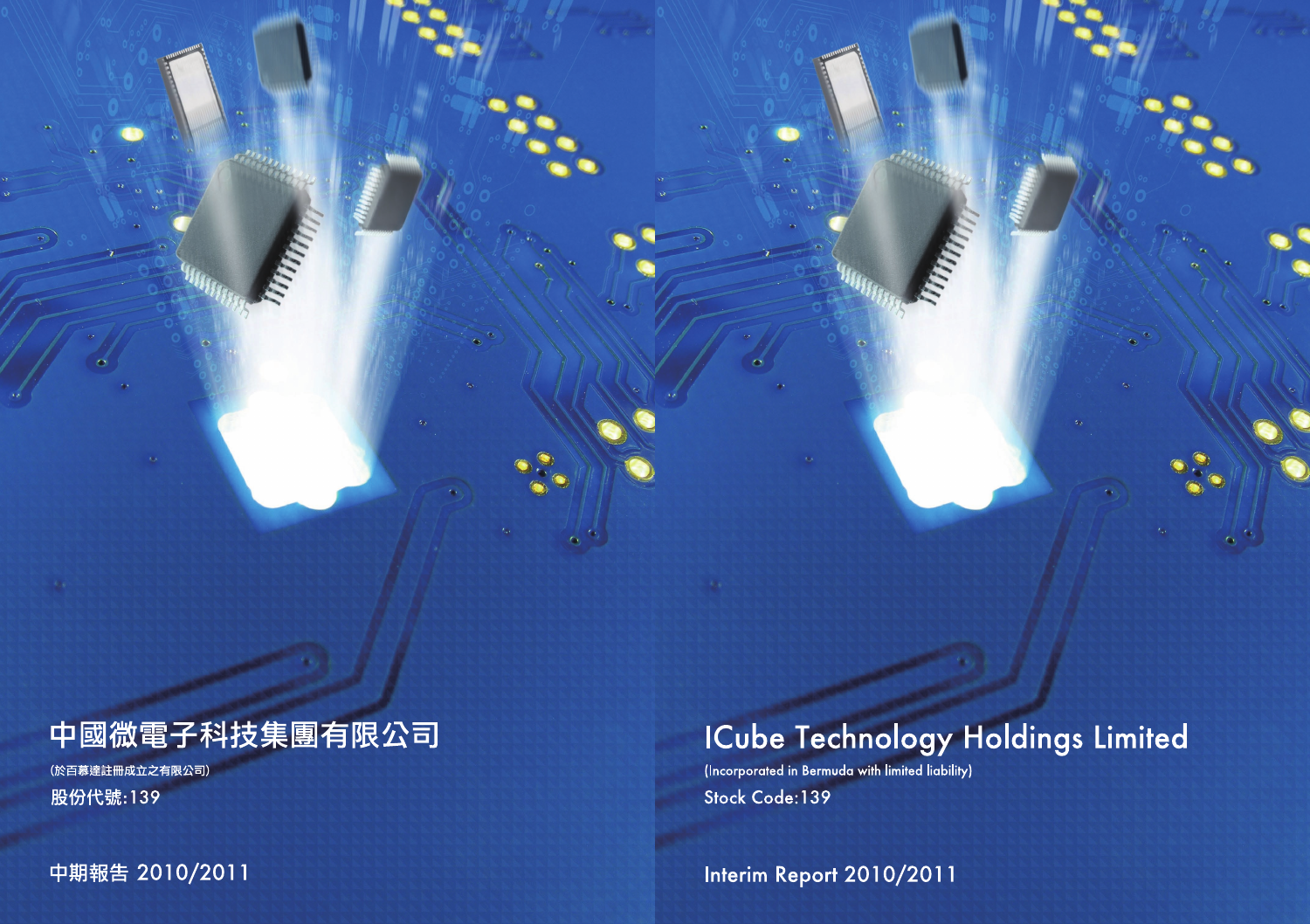# 中國微電子科技集團有限公司

(於百慕達註冊成立之有限公司)

股份代號:139

中期報告 2010/2011

# ICube Technology Holdings Limited

(Incorporated in Bermuda with limited liability)

Stock Code:139

Interim Report 2010/2011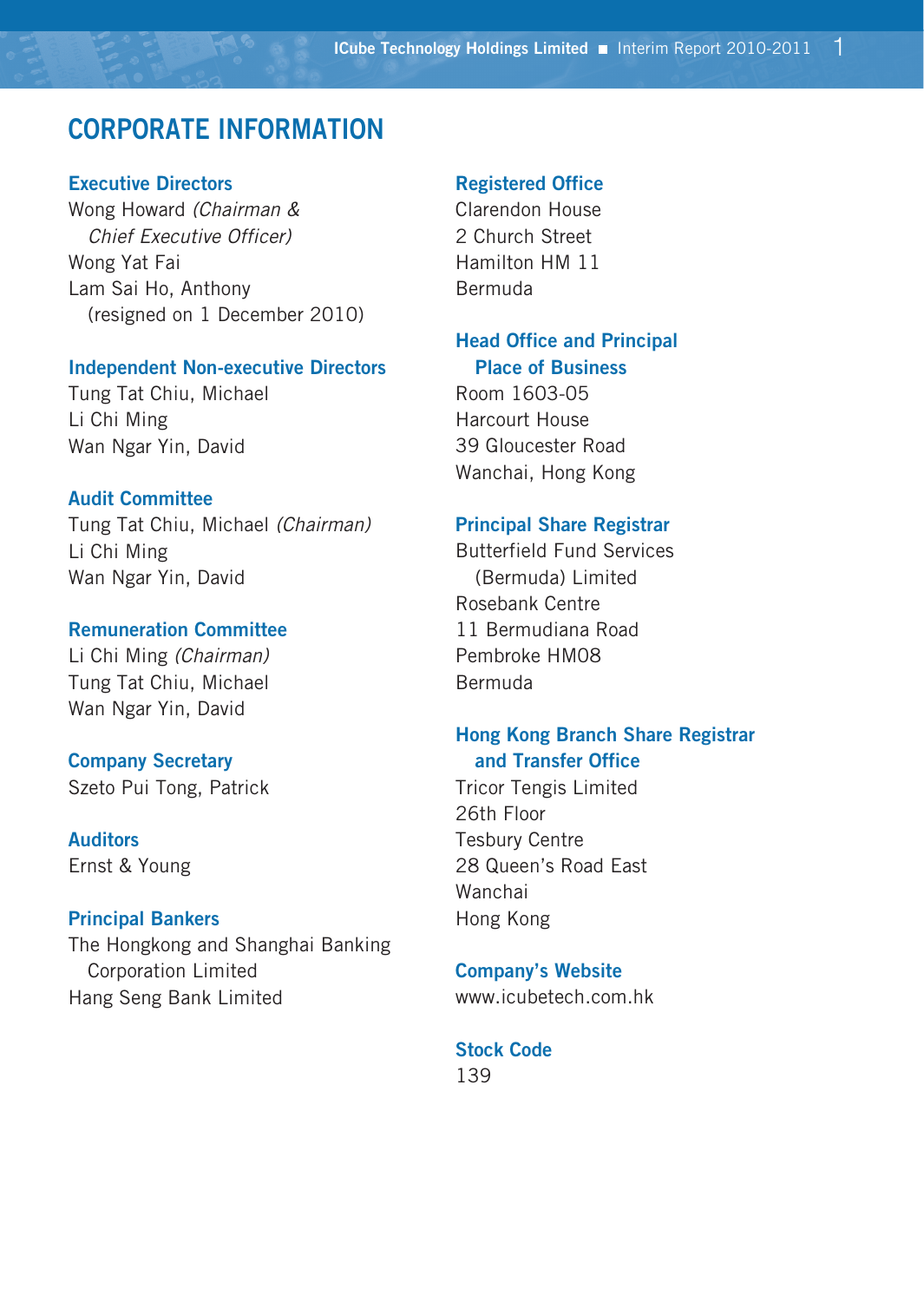# CORPORATE INFORMATION

## Executive Directors

Wong Howard *(Chairman & Chief Executive Officer)*
Wong Yat Fai
Lam Sai Ho, Anthony
(resigned on 1 December 2010)

## Independent Non-executive Directors

Tung Tat Chiu, Michael
Li Chi Ming
Wan Ngar Yin, David

## Audit Committee

Tung Tat Chiu, Michael *(Chairman)*
Li Chi Ming
Wan Ngar Yin, David

## Remuneration Committee

Li Chi Ming *(Chairman)*
Tung Tat Chiu, Michael
Wan Ngar Yin, David

## Company Secretary

Szeto Pui Tong, Patrick

## Auditors

Ernst & Young

## Principal Bankers

The Hongkong and Shanghai Banking Corporation Limited
Hang Seng Bank Limited

## Registered Office

Clarendon House
2 Church Street
Hamilton HM 11
Bermuda

## Head Office and Principal Place of Business

Room 1603-05
Harcourt House
39 Gloucester Road
Wanchai, Hong Kong

## Principal Share Registrar

Butterfield Fund Services (Bermuda) Limited
Rosebank Centre
11 Bermudiana Road
Pembroke HM08
Bermuda

## Hong Kong Branch Share Registrar and Transfer Office

Tricor Tengis Limited
26th Floor
Tesbury Centre
28 Queen's Road East
Wanchai
Hong Kong

## Company's Website

www.icubetech.com.hk

## Stock Code

139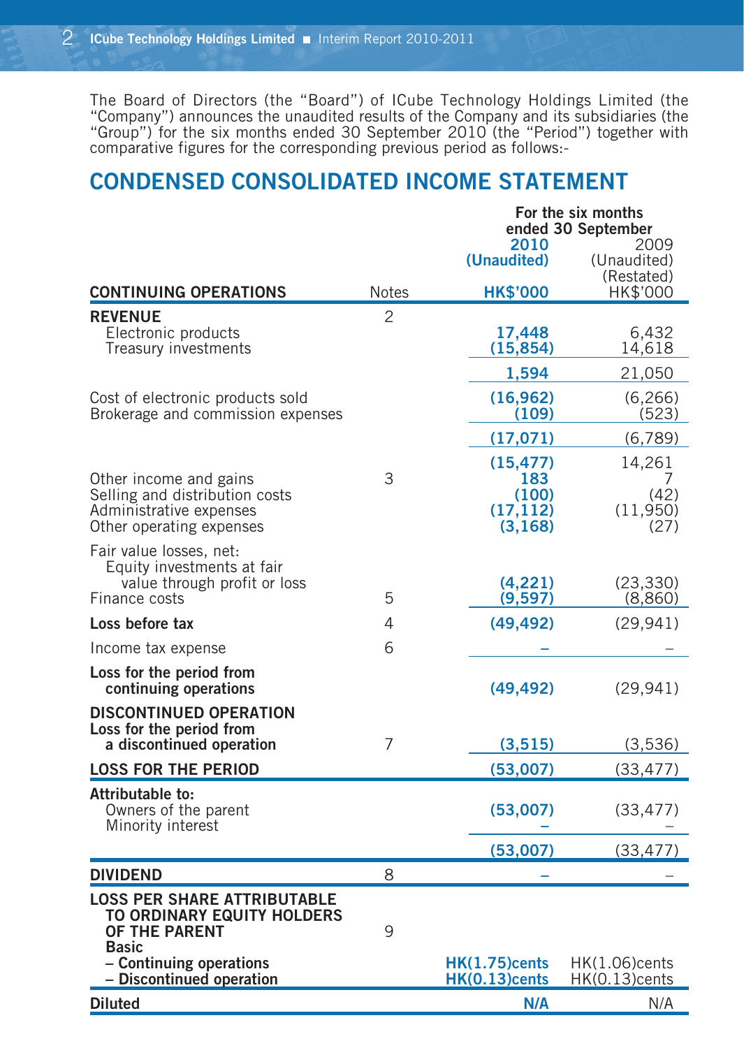The Board of Directors (the "Board") of ICube Technology Holdings Limited (the "Company") announces the unaudited results of the Company and its subsidiaries (the "Group") for the six months ended 30 September 2010 (the "Period") together with comparative figures for the corresponding previous period as follows:-

## CONDENSED CONSOLIDATED INCOME STATEMENT

| | | For the six months ended 30 September | |
|---|---|---|---|
| | | **2010** | 2009 |
| | | **(Unaudited)** | (Unaudited) (Restated) |
| **CONTINUING OPERATIONS** | Notes | **HK$'000** | HK$'000 |
| **REVENUE** | 2 | | |
| Electronic products | | **17,448** | 6,432 |
| Treasury investments | | **(15,854)** | 14,618 |
| | | **1,594** | 21,050 |
| Cost of electronic products sold | | **(16,962)** | (6,266) |
| Brokerage and commission expenses | | **(109)** | (523) |
| | | **(17,071)** | (6,789) |
| | | **(15,477)** | 14,261 |
| Other income and gains | 3 | **183** | 7 |
| Selling and distribution costs | | **(100)** | (42) |
| Administrative expenses | | **(17,112)** | (11,950) |
| Other operating expenses | | **(3,168)** | (27) |
| Fair value losses, net: Equity investments at fair value through profit or loss | | **(4,221)** | (23,330) |
| Finance costs | 5 | **(9,597)** | (8,860) |
| **Loss before tax** | 4 | **(49,492)** | (29,941) |
| Income tax expense | 6 | **–** | – |
| **Loss for the period from continuing operations** | | **(49,492)** | (29,941) |
| **DISCONTINUED OPERATION** | | | |
| **Loss for the period from a discontinued operation** | 7 | **(3,515)** | (3,536) |
| **LOSS FOR THE PERIOD** | | **(53,007)** | (33,477) |
| **Attributable to:** | | | |
| Owners of the parent | | **(53,007)** | (33,477) |
| Minority interest | | **–** | – |
| | | **(53,007)** | (33,477) |
| **DIVIDEND** | 8 | **–** | – |
| **LOSS PER SHARE ATTRIBUTABLE TO ORDINARY EQUITY HOLDERS OF THE PARENT** | 9 | | |
| **Basic** | | | |
| **– Continuing operations** | | **HK(1.75)cents** | HK(1.06)cents |
| **– Discontinued operation** | | **HK(0.13)cents** | HK(0.13)cents |
| **Diluted** | | **N/A** | N/A |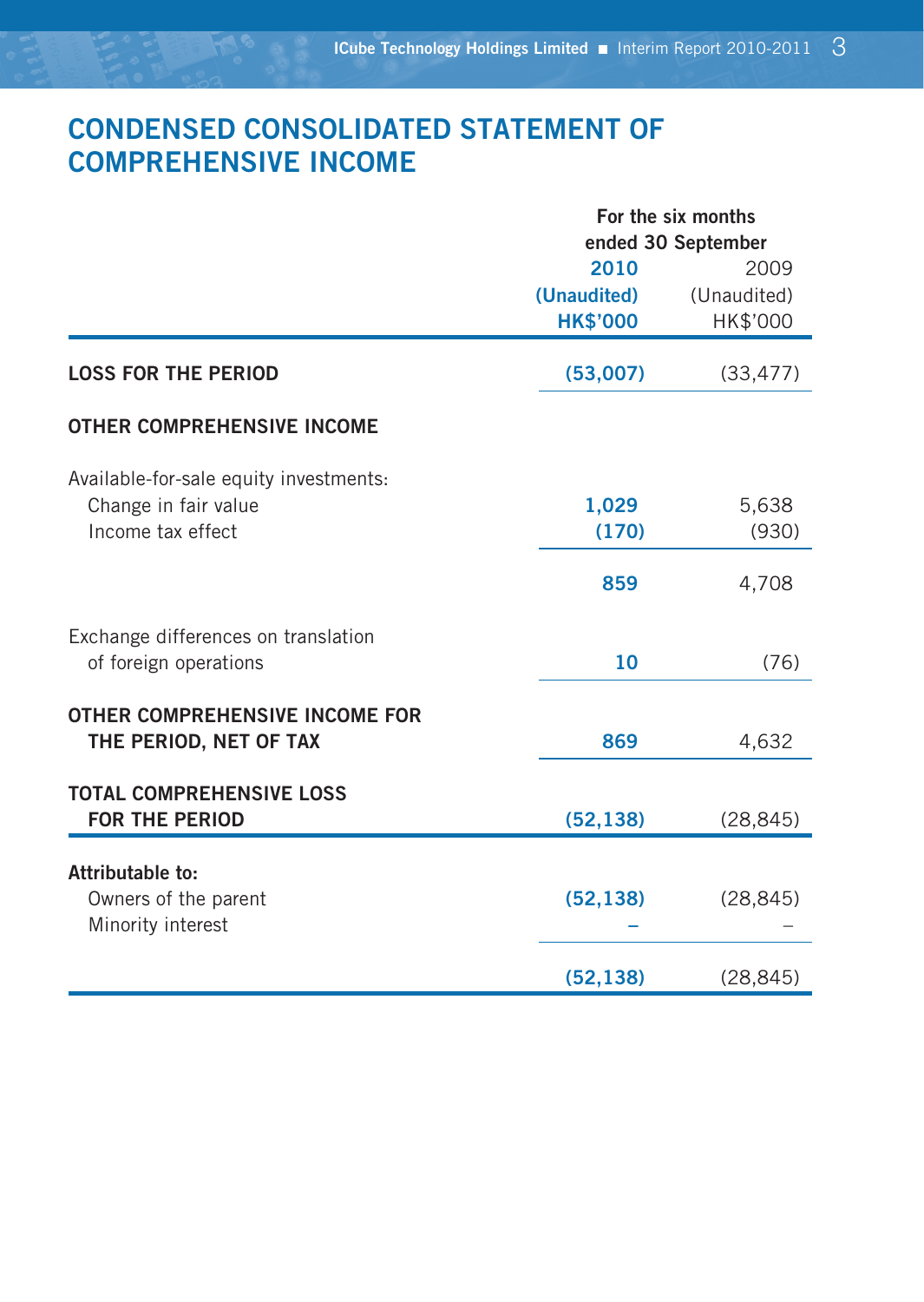# CONDENSED CONSOLIDATED STATEMENT OF COMPREHENSIVE INCOME

| | For the six months ended 30 September | |
|---|---|---|
| | **2010** | 2009 |
| | **(Unaudited)** | (Unaudited) |
| | **HK$'000** | HK$'000 |
| **LOSS FOR THE PERIOD** | **(53,007)** | (33,477) |
| **OTHER COMPREHENSIVE INCOME** | | |
| Available-for-sale equity investments: | | |
| Change in fair value | **1,029** | 5,638 |
| Income tax effect | **(170)** | (930) |
| | **859** | 4,708 |
| Exchange differences on translation of foreign operations | **10** | (76) |
| **OTHER COMPREHENSIVE INCOME FOR THE PERIOD, NET OF TAX** | **869** | 4,632 |
| **TOTAL COMPREHENSIVE LOSS FOR THE PERIOD** | **(52,138)** | (28,845) |
| **Attributable to:** | | |
| Owners of the parent | **(52,138)** | (28,845) |
| Minority interest | **–** | – |
| | **(52,138)** | (28,845) |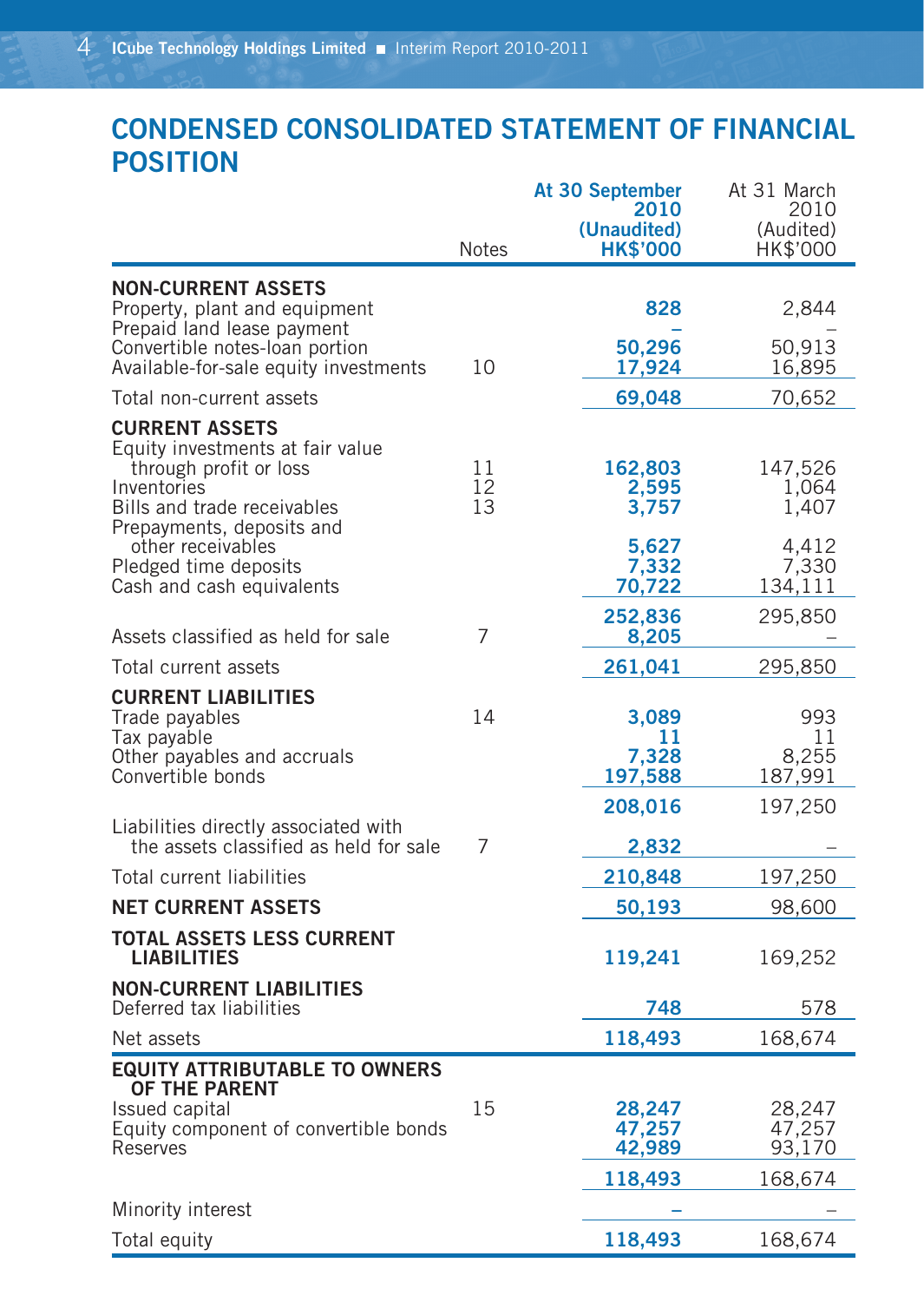# CONDENSED CONSOLIDATED STATEMENT OF FINANCIAL POSITION

| | Notes | At 30 September 2010 (Unaudited) HK$'000 | At 31 March 2010 (Audited) HK$'000 |
|---|---|---|---|
| **NON-CURRENT ASSETS** | | | |
| Property, plant and equipment | | 828 | 2,844 |
| Prepaid land lease payment | | – | – |
| Convertible notes-loan portion | | 50,296 | 50,913 |
| Available-for-sale equity investments | 10 | 17,924 | 16,895 |
| Total non-current assets | | 69,048 | 70,652 |
| **CURRENT ASSETS** | | | |
| Equity investments at fair value through profit or loss | 11 | 162,803 | 147,526 |
| Inventories | 12 | 2,595 | 1,064 |
| Bills and trade receivables | 13 | 3,757 | 1,407 |
| Prepayments, deposits and other receivables | | 5,627 | 4,412 |
| Pledged time deposits | | 7,332 | 7,330 |
| Cash and cash equivalents | | 70,722 | 134,111 |
| | | 252,836 | 295,850 |
| Assets classified as held for sale | 7 | 8,205 | – |
| Total current assets | | 261,041 | 295,850 |
| **CURRENT LIABILITIES** | | | |
| Trade payables | 14 | 3,089 | 993 |
| Tax payable | | 11 | 11 |
| Other payables and accruals | | 7,328 | 8,255 |
| Convertible bonds | | 197,588 | 187,991 |
| | | 208,016 | 197,250 |
| Liabilities directly associated with the assets classified as held for sale | 7 | 2,832 | – |
| Total current liabilities | | 210,848 | 197,250 |
| **NET CURRENT ASSETS** | | 50,193 | 98,600 |
| **TOTAL ASSETS LESS CURRENT LIABILITIES** | | 119,241 | 169,252 |
| **NON-CURRENT LIABILITIES** | | | |
| Deferred tax liabilities | | 748 | 578 |
| Net assets | | 118,493 | 168,674 |
| **EQUITY ATTRIBUTABLE TO OWNERS OF THE PARENT** | | | |
| Issued capital | 15 | 28,247 | 28,247 |
| Equity component of convertible bonds | | 47,257 | 47,257 |
| Reserves | | 42,989 | 93,170 |
| | | 118,493 | 168,674 |
| Minority interest | | – | – |
| Total equity | | 118,493 | 168,674 |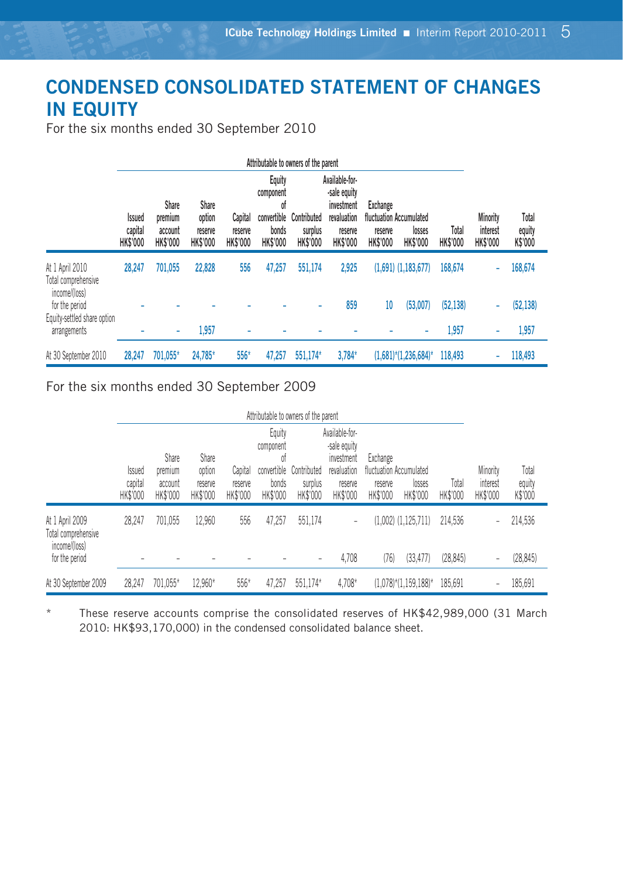# CONDENSED CONSOLIDATED STATEMENT OF CHANGES IN EQUITY

For the six months ended 30 September 2010

| | Attributable to owners of the parent | | | | | | | | | | | |
|---|---|---|---|---|---|---|---|---|---|---|---|---|
| | Issued capital HK$'000 | Share premium account HK$'000 | Share option reserve HK$'000 | Capital reserve HK$'000 | Equity component of convertible bonds HK$'000 | Contributed surplus HK$'000 | Available-for-sale equity investment revaluation reserve HK$'000 | Exchange fluctuation reserve HK$'000 | Accumulated losses HK$'000 | Total HK$'000 | Minority interest HK$'000 | Total equity K$'000 |
| At 1 April 2010 | 28,247 | 701,055 | 22,828 | 556 | 47,257 | 551,174 | 2,925 | (1,691) | (1,183,677) | 168,674 | - | 168,674 |
| Total comprehensive income/(loss) for the period | - | - | - | - | - | - | 859 | 10 | (53,007) | (52,138) | - | (52,138) |
| Equity-settled share option arrangements | - | - | 1,957 | - | - | - | - | - | - | 1,957 | - | 1,957 |
| At 30 September 2010 | 28,247 | 701,055* | 24,785* | 556* | 47,257 | 551,174* | 3,784* | (1,681)* | (1,236,684)* | 118,493 | - | 118,493 |

For the six months ended 30 September 2009

| | Attributable to owners of the parent | | | | | | | | | | | |
|---|---|---|---|---|---|---|---|---|---|---|---|---|
| | Issued capital HK$'000 | Share premium account HK$'000 | Share option reserve HK$'000 | Capital reserve HK$'000 | Equity component of convertible bonds HK$'000 | Contributed surplus HK$'000 | Available-for-sale equity investment revaluation reserve HK$'000 | Exchange fluctuation reserve HK$'000 | Accumulated losses HK$'000 | Total HK$'000 | Minority interest HK$'000 | Total equity K$'000 |
| At 1 April 2009 | 28,247 | 701,055 | 12,960 | 556 | 47,257 | 551,174 | - | (1,002) | (1,125,711) | 214,536 | - | 214,536 |
| Total comprehensive income/(loss) for the period | - | - | - | - | - | - | 4,708 | (76) | (33,477) | (28,845) | - | (28,845) |
| At 30 September 2009 | 28,247 | 701,055* | 12,960* | 556* | 47,257 | 551,174* | 4,708* | (1,078)* | (1,159,188)* | 185,691 | - | 185,691 |

\* These reserve accounts comprise the consolidated reserves of HK$42,989,000 (31 March 2010: HK$93,170,000) in the condensed consolidated balance sheet.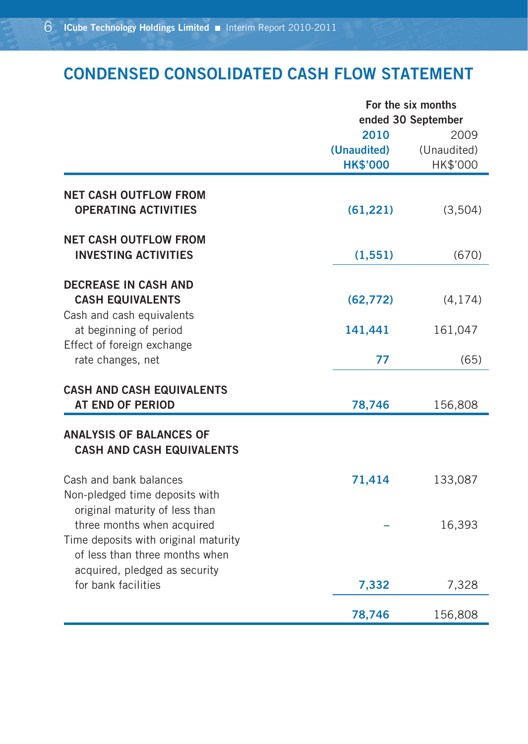# CONDENSED CONSOLIDATED CASH FLOW STATEMENT

| | For the six months ended 30 September | |
|---|---|---|
| | **2010** | 2009 |
| | **(Unaudited)** | (Unaudited) |
| | **HK$'000** | HK$'000 |
| **NET CASH OUTFLOW FROM OPERATING ACTIVITIES** | **(61,221)** | (3,504) |
| **NET CASH OUTFLOW FROM INVESTING ACTIVITIES** | **(1,551)** | (670) |
| **DECREASE IN CASH AND CASH EQUIVALENTS** | **(62,772)** | (4,174) |
| Cash and cash equivalents at beginning of period | **141,441** | 161,047 |
| Effect of foreign exchange rate changes, net | **77** | (65) |
| **CASH AND CASH EQUIVALENTS AT END OF PERIOD** | **78,746** | 156,808 |
| **ANALYSIS OF BALANCES OF CASH AND CASH EQUIVALENTS** | | |
| Cash and bank balances | **71,414** | 133,087 |
| Non-pledged time deposits with original maturity of less than three months when acquired | **–** | 16,393 |
| Time deposits with original maturity of less than three months when acquired, pledged as security for bank facilities | **7,332** | 7,328 |
| | **78,746** | 156,808 |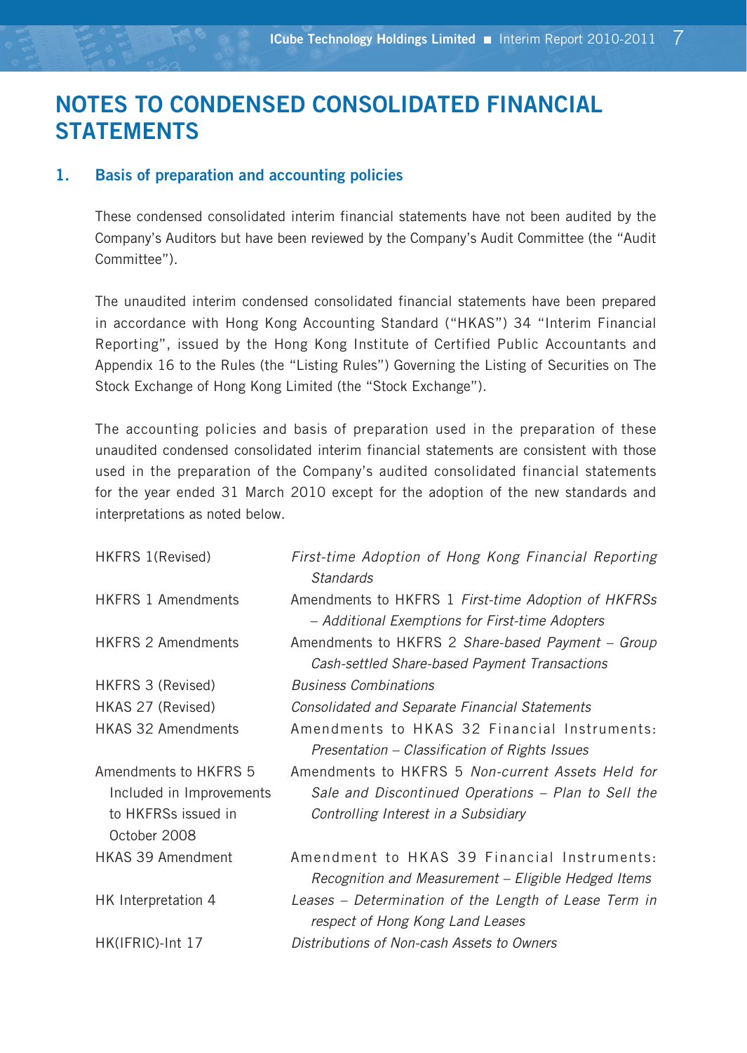# NOTES TO CONDENSED CONSOLIDATED FINANCIAL STATEMENTS

## 1. Basis of preparation and accounting policies

These condensed consolidated interim financial statements have not been audited by the Company's Auditors but have been reviewed by the Company's Audit Committee (the "Audit Committee").

The unaudited interim condensed consolidated financial statements have been prepared in accordance with Hong Kong Accounting Standard ("HKAS") 34 "Interim Financial Reporting", issued by the Hong Kong Institute of Certified Public Accountants and Appendix 16 to the Rules (the "Listing Rules") Governing the Listing of Securities on The Stock Exchange of Hong Kong Limited (the "Stock Exchange").

The accounting policies and basis of preparation used in the preparation of these unaudited condensed consolidated interim financial statements are consistent with those used in the preparation of the Company's audited consolidated financial statements for the year ended 31 March 2010 except for the adoption of the new standards and interpretations as noted below.

| | |
|---|---|
| HKFRS 1(Revised) | *First-time Adoption of Hong Kong Financial Reporting Standards* |
| HKFRS 1 Amendments | Amendments to HKFRS 1 *First-time Adoption of HKFRSs – Additional Exemptions for First-time Adopters* |
| HKFRS 2 Amendments | Amendments to HKFRS 2 *Share-based Payment – Group Cash-settled Share-based Payment Transactions* |
| HKFRS 3 (Revised) | *Business Combinations* |
| HKAS 27 (Revised) | *Consolidated and Separate Financial Statements* |
| HKAS 32 Amendments | Amendments to HKAS 32 Financial Instruments: *Presentation – Classification of Rights Issues* |
| Amendments to HKFRS 5 Included in Improvements to HKFRSs issued in October 2008 | Amendments to HKFRS 5 *Non-current Assets Held for Sale and Discontinued Operations – Plan to Sell the Controlling Interest in a Subsidiary* |
| HKAS 39 Amendment | Amendment to HKAS 39 Financial Instruments: *Recognition and Measurement – Eligible Hedged Items* |
| HK Interpretation 4 | *Leases – Determination of the Length of Lease Term in respect of Hong Kong Land Leases* |
| HK(IFRIC)-Int 17 | *Distributions of Non-cash Assets to Owners* |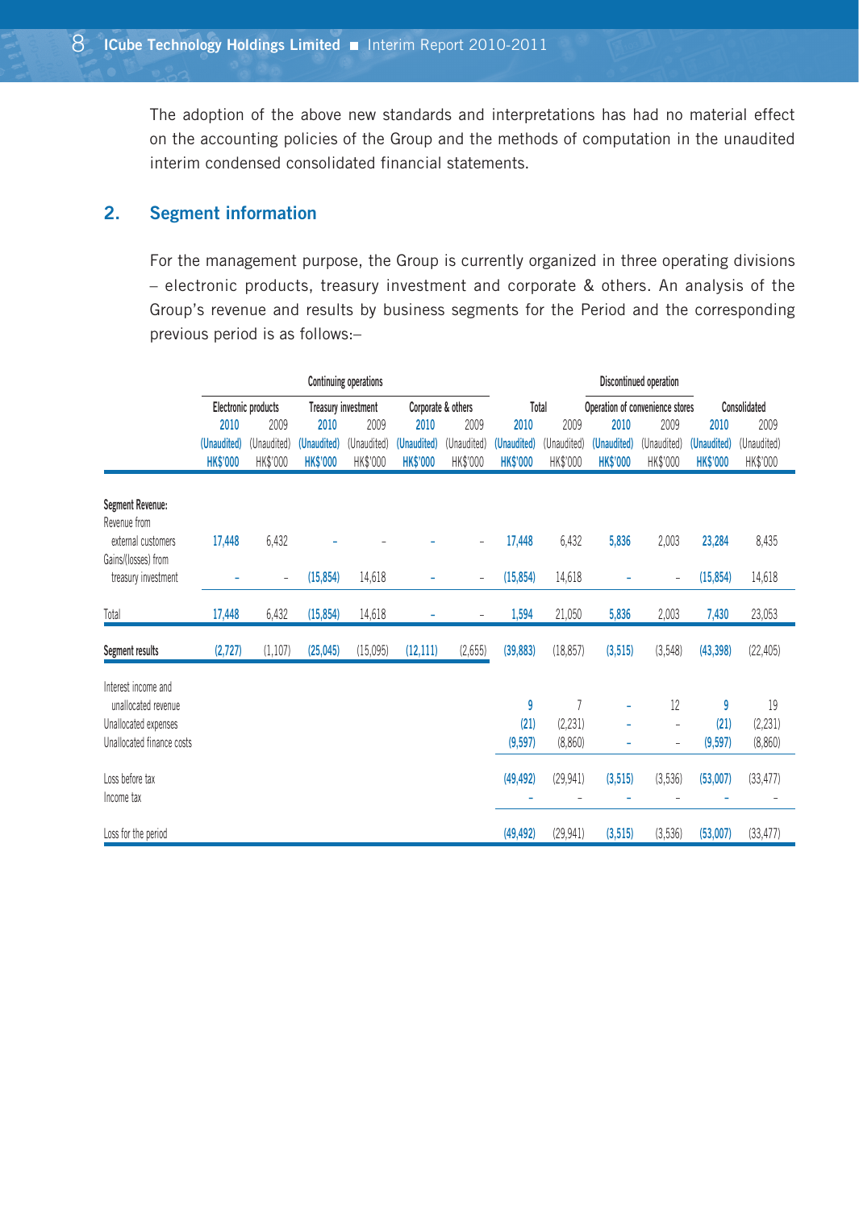The adoption of the above new standards and interpretations has had no material effect on the accounting policies of the Group and the methods of computation in the unaudited interim condensed consolidated financial statements.

## 2. Segment information

For the management purpose, the Group is currently organized in three operating divisions – electronic products, treasury investment and corporate & others. An analysis of the Group's revenue and results by business segments for the Period and the corresponding previous period is as follows:–

| | Continuing operations | | | | | | | | Discontinued operation | | | |
|---|---|---|---|---|---|---|---|---|---|---|---|---|
| | Electronic products | | Treasury investment | | Corporate & others | | Total | | Operation of convenience stores | | Consolidated | |
| | 2010 (Unaudited) HK$'000 | 2009 (Unaudited) HK$'000 | 2010 (Unaudited) HK$'000 | 2009 (Unaudited) HK$'000 | 2010 (Unaudited) HK$'000 | 2009 (Unaudited) HK$'000 | 2010 (Unaudited) HK$'000 | 2009 (Unaudited) HK$'000 | 2010 (Unaudited) HK$'000 | 2009 (Unaudited) HK$'000 | 2010 (Unaudited) HK$'000 | 2009 (Unaudited) HK$'000 |
| **Segment Revenue:** | | | | | | | | | | | | |
| Revenue from external customers | 17,448 | 6,432 | – | – | – | – | 17,448 | 6,432 | 5,836 | 2,003 | 23,284 | 8,435 |
| Gains/(losses) from treasury investment | – | – | (15,854) | 14,618 | – | – | (15,854) | 14,618 | – | – | (15,854) | 14,618 |
| Total | 17,448 | 6,432 | (15,854) | 14,618 | – | – | 1,594 | 21,050 | 5,836 | 2,003 | 7,430 | 23,053 |
| **Segment results** | (2,727) | (1,107) | (25,045) | (15,095) | (12,111) | (2,655) | (39,883) | (18,857) | (3,515) | (3,548) | (43,398) | (22,405) |
| Interest income and unallocated revenue | | | | | | | 9 | 7 | – | 12 | 9 | 19 |
| Unallocated expenses | | | | | | | (21) | (2,231) | – | – | (21) | (2,231) |
| Unallocated finance costs | | | | | | | (9,597) | (8,860) | – | – | (9,597) | (8,860) |
| Loss before tax | | | | | | | (49,492) | (29,941) | (3,515) | (3,536) | (53,007) | (33,477) |
| Income tax | | | | | | | – | – | – | – | – | – |
| Loss for the period | | | | | | | (49,492) | (29,941) | (3,515) | (3,536) | (53,007) | (33,477) |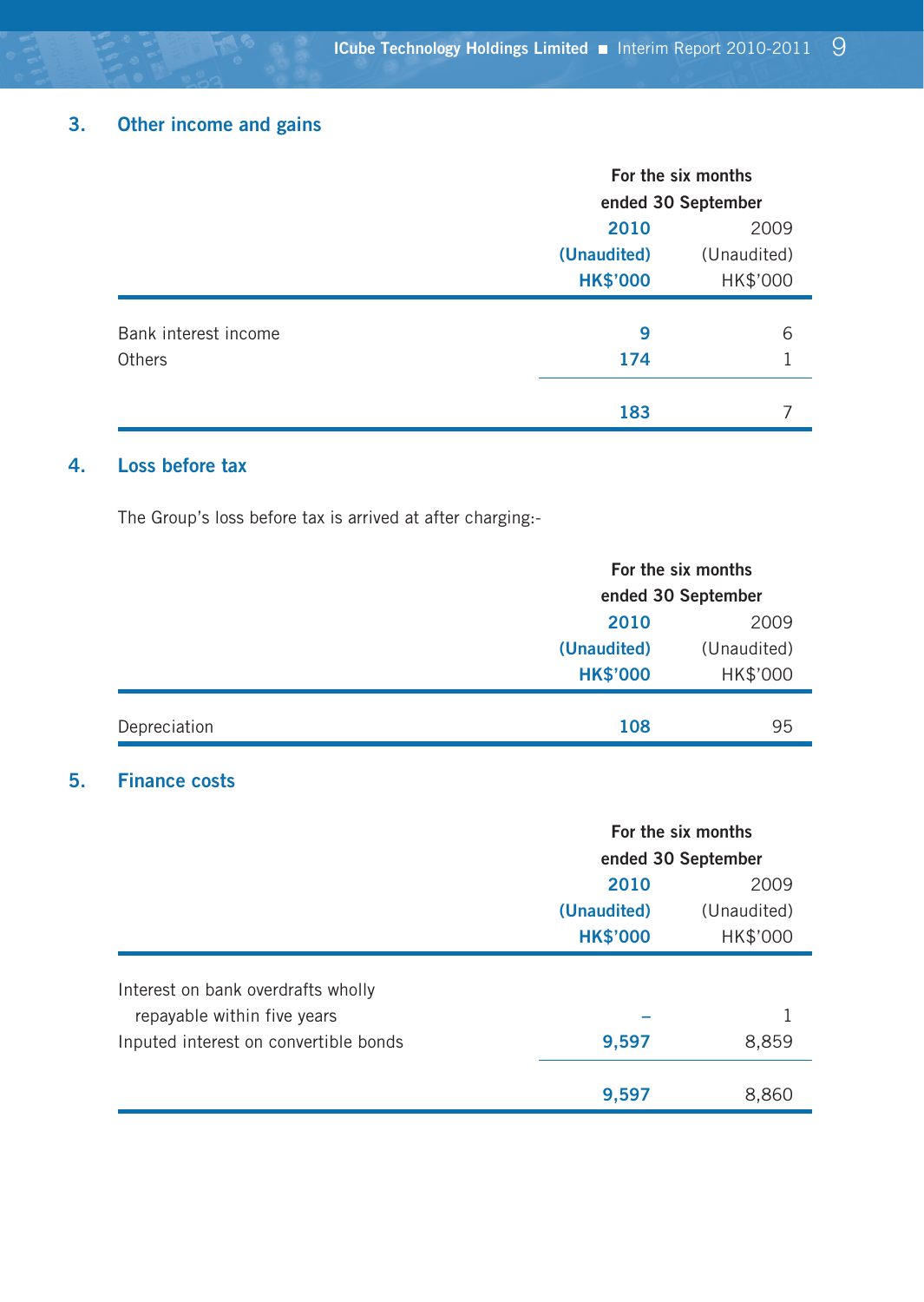## 3. Other income and gains

| | For the six months ended 30 September | |
|---|---|---|
| | **2010** | 2009 |
| | **(Unaudited)** | (Unaudited) |
| | **HK$'000** | HK$'000 |
| Bank interest income | **9** | 6 |
| Others | **174** | 1 |
| | **183** | 7 |

## 4. Loss before tax

The Group's loss before tax is arrived at after charging:-

| | For the six months ended 30 September | |
|---|---|---|
| | **2010** | 2009 |
| | **(Unaudited)** | (Unaudited) |
| | **HK$'000** | HK$'000 |
| Depreciation | **108** | 95 |

## 5. Finance costs

| | For the six months ended 30 September | |
|---|---|---|
| | **2010** | 2009 |
| | **(Unaudited)** | (Unaudited) |
| | **HK$'000** | HK$'000 |
| Interest on bank overdrafts wholly repayable within five years | **–** | 1 |
| Inputed interest on convertible bonds | **9,597** | 8,859 |
| | **9,597** | 8,860 |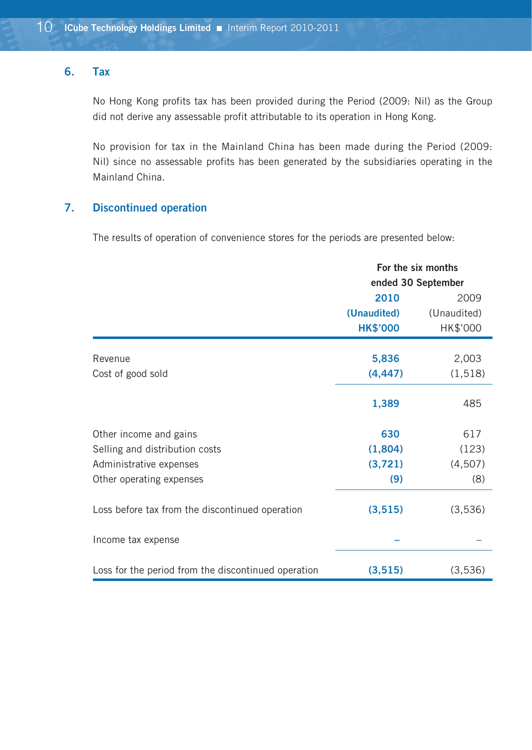## 6. Tax

No Hong Kong profits tax has been provided during the Period (2009: Nil) as the Group did not derive any assessable profit attributable to its operation in Hong Kong.

No provision for tax in the Mainland China has been made during the Period (2009: Nil) since no assessable profits has been generated by the subsidiaries operating in the Mainland China.

## 7. Discontinued operation

The results of operation of convenience stores for the periods are presented below:

| | For the six months ended 30 September | |
|---|---|---|
| | **2010** | 2009 |
| | **(Unaudited)** | (Unaudited) |
| | **HK$'000** | HK$'000 |
| Revenue | **5,836** | 2,003 |
| Cost of good sold | **(4,447)** | (1,518) |
| | **1,389** | 485 |
| Other income and gains | **630** | 617 |
| Selling and distribution costs | **(1,804)** | (123) |
| Administrative expenses | **(3,721)** | (4,507) |
| Other operating expenses | **(9)** | (8) |
| Loss before tax from the discontinued operation | **(3,515)** | (3,536) |
| Income tax expense | **–** | – |
| Loss for the period from the discontinued operation | **(3,515)** | (3,536) |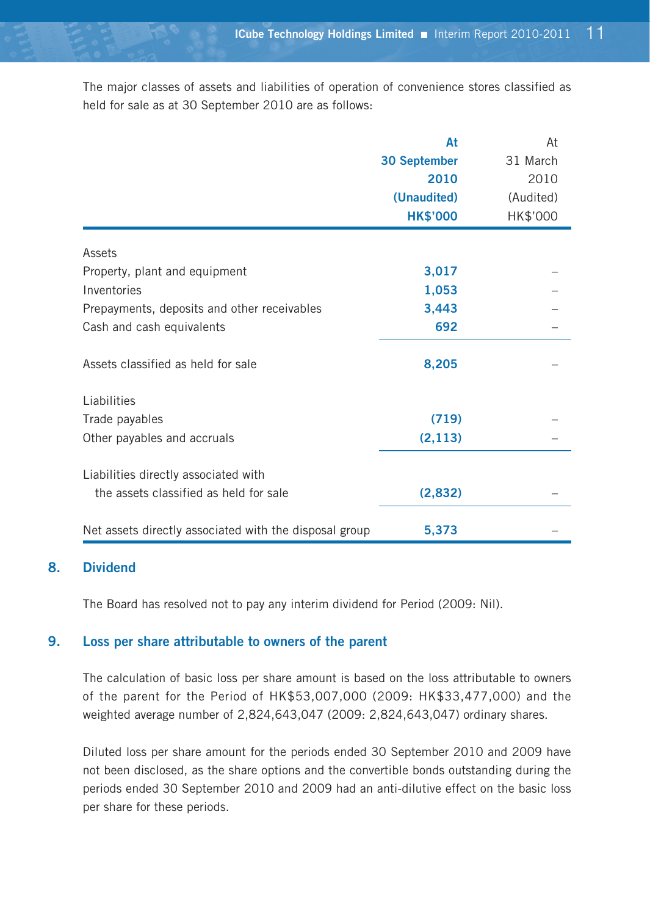The major classes of assets and liabilities of operation of convenience stores classified as held for sale as at 30 September 2010 are as follows:

| | At 30 September 2010 (Unaudited) HK$'000 | At 31 March 2010 (Audited) HK$'000 |
|---|---|---|
| Assets | | |
| Property, plant and equipment | 3,017 | – |
| Inventories | 1,053 | – |
| Prepayments, deposits and other receivables | 3,443 | – |
| Cash and cash equivalents | 692 | – |
| Assets classified as held for sale | 8,205 | – |
| Liabilities | | |
| Trade payables | (719) | – |
| Other payables and accruals | (2,113) | – |
| Liabilities directly associated with the assets classified as held for sale | (2,832) | – |
| Net assets directly associated with the disposal group | 5,373 | – |

## 8. Dividend

The Board has resolved not to pay any interim dividend for Period (2009: Nil).

## 9. Loss per share attributable to owners of the parent

The calculation of basic loss per share amount is based on the loss attributable to owners of the parent for the Period of HK$53,007,000 (2009: HK$33,477,000) and the weighted average number of 2,824,643,047 (2009: 2,824,643,047) ordinary shares.

Diluted loss per share amount for the periods ended 30 September 2010 and 2009 have not been disclosed, as the share options and the convertible bonds outstanding during the periods ended 30 September 2010 and 2009 had an anti-dilutive effect on the basic loss per share for these periods.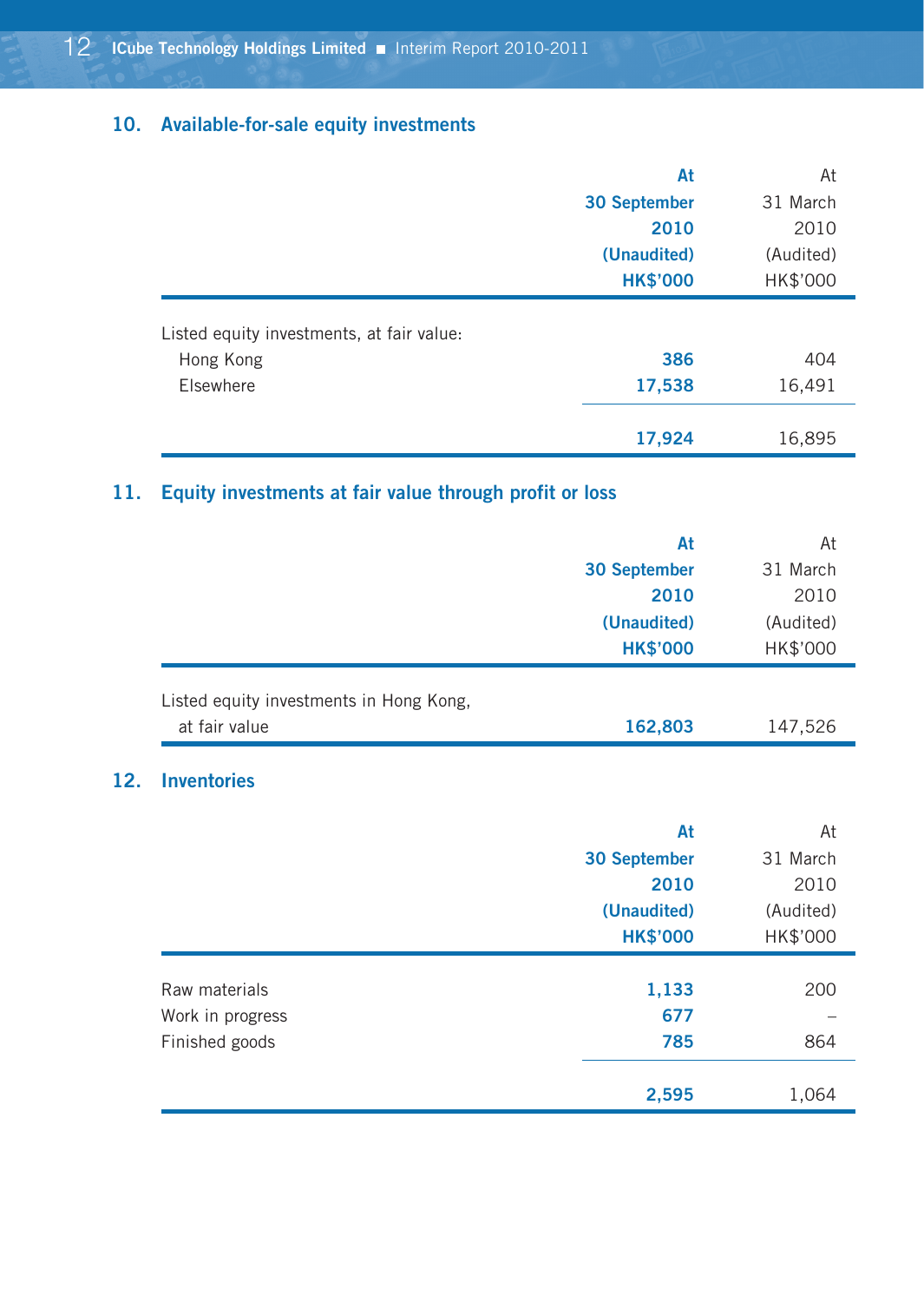## 10. Available-for-sale equity investments

| | At 30 September 2010 (Unaudited) HK$'000 | At 31 March 2010 (Audited) HK$'000 |
|---|---|---|
| Listed equity investments, at fair value: | | |
| Hong Kong | 386 | 404 |
| Elsewhere | 17,538 | 16,491 |
| | 17,924 | 16,895 |

## 11. Equity investments at fair value through profit or loss

| | At 30 September 2010 (Unaudited) HK$'000 | At 31 March 2010 (Audited) HK$'000 |
|---|---|---|
| Listed equity investments in Hong Kong, at fair value | 162,803 | 147,526 |

## 12. Inventories

| | At 30 September 2010 (Unaudited) HK$'000 | At 31 March 2010 (Audited) HK$'000 |
|---|---|---|
| Raw materials | 1,133 | 200 |
| Work in progress | 677 | – |
| Finished goods | 785 | 864 |
| | 2,595 | 1,064 |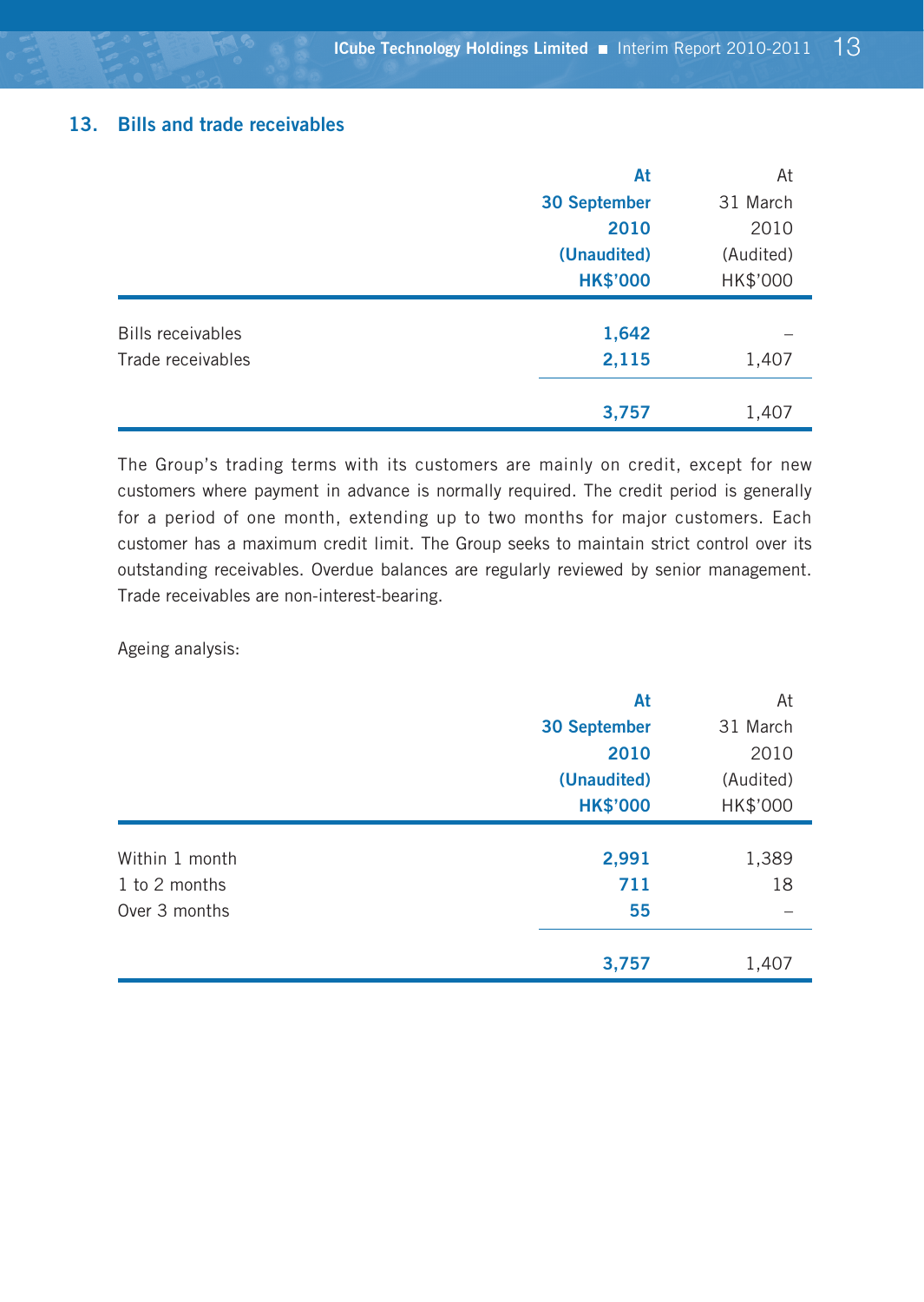## 13. Bills and trade receivables

| | At 30 September 2010 (Unaudited) HK$'000 | At 31 March 2010 (Audited) HK$'000 |
|---|---|---|
| Bills receivables | **1,642** | – |
| Trade receivables | **2,115** | 1,407 |
| | **3,757** | 1,407 |

The Group's trading terms with its customers are mainly on credit, except for new customers where payment in advance is normally required. The credit period is generally for a period of one month, extending up to two months for major customers. Each customer has a maximum credit limit. The Group seeks to maintain strict control over its outstanding receivables. Overdue balances are regularly reviewed by senior management. Trade receivables are non-interest-bearing.

Ageing analysis:

| | At 30 September 2010 (Unaudited) HK$'000 | At 31 March 2010 (Audited) HK$'000 |
|---|---|---|
| Within 1 month | **2,991** | 1,389 |
| 1 to 2 months | **711** | 18 |
| Over 3 months | **55** | – |
| | **3,757** | 1,407 |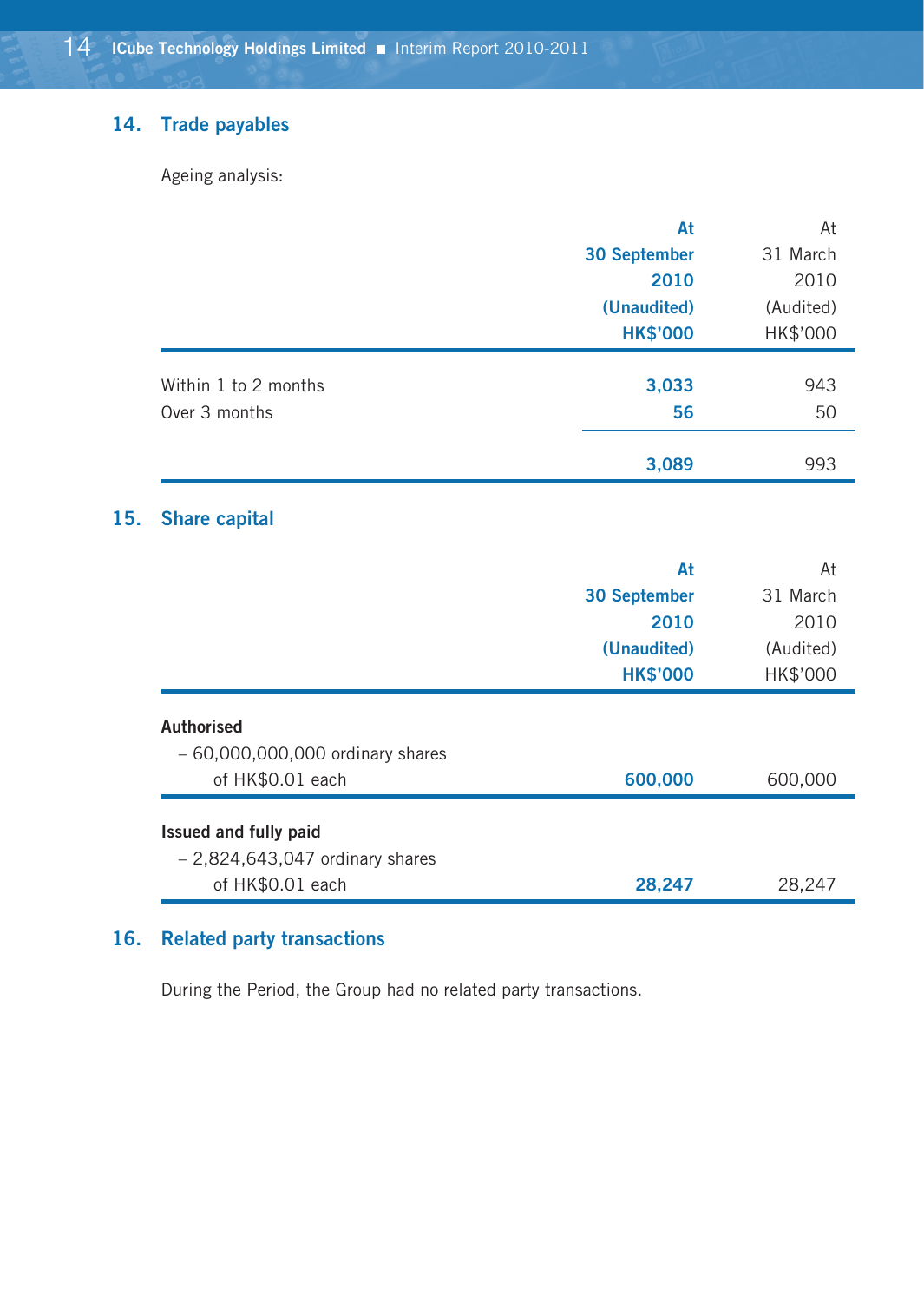## 14. Trade payables

Ageing analysis:

| | At 30 September 2010 (Unaudited) HK$'000 | At 31 March 2010 (Audited) HK$'000 |
|---|---|---|
| Within 1 to 2 months | **3,033** | 943 |
| Over 3 months | **56** | 50 |
| | **3,089** | 993 |

## 15. Share capital

| | At 30 September 2010 (Unaudited) HK$'000 | At 31 March 2010 (Audited) HK$'000 |
|---|---|---|
| **Authorised** | | |
| – 60,000,000,000 ordinary shares of HK$0.01 each | **600,000** | 600,000 |
| **Issued and fully paid** | | |
| – 2,824,643,047 ordinary shares of HK$0.01 each | **28,247** | 28,247 |

## 16. Related party transactions

During the Period, the Group had no related party transactions.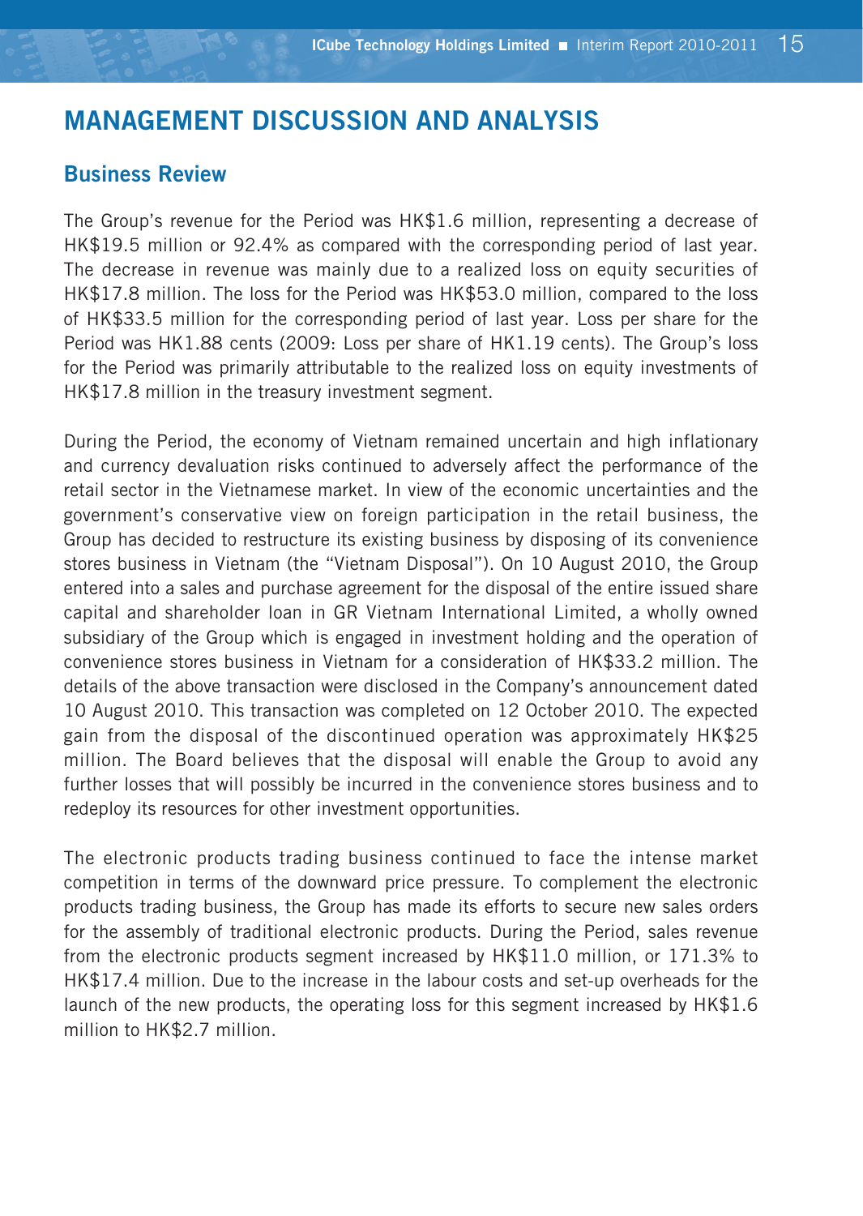# MANAGEMENT DISCUSSION AND ANALYSIS

## Business Review

The Group's revenue for the Period was HK$1.6 million, representing a decrease of HK$19.5 million or 92.4% as compared with the corresponding period of last year. The decrease in revenue was mainly due to a realized loss on equity securities of HK$17.8 million. The loss for the Period was HK$53.0 million, compared to the loss of HK$33.5 million for the corresponding period of last year. Loss per share for the Period was HK1.88 cents (2009: Loss per share of HK1.19 cents). The Group's loss for the Period was primarily attributable to the realized loss on equity investments of HK$17.8 million in the treasury investment segment.

During the Period, the economy of Vietnam remained uncertain and high inflationary and currency devaluation risks continued to adversely affect the performance of the retail sector in the Vietnamese market. In view of the economic uncertainties and the government's conservative view on foreign participation in the retail business, the Group has decided to restructure its existing business by disposing of its convenience stores business in Vietnam (the "Vietnam Disposal"). On 10 August 2010, the Group entered into a sales and purchase agreement for the disposal of the entire issued share capital and shareholder loan in GR Vietnam International Limited, a wholly owned subsidiary of the Group which is engaged in investment holding and the operation of convenience stores business in Vietnam for a consideration of HK$33.2 million. The details of the above transaction were disclosed in the Company's announcement dated 10 August 2010. This transaction was completed on 12 October 2010. The expected gain from the disposal of the discontinued operation was approximately HK$25 million. The Board believes that the disposal will enable the Group to avoid any further losses that will possibly be incurred in the convenience stores business and to redeploy its resources for other investment opportunities.

The electronic products trading business continued to face the intense market competition in terms of the downward price pressure. To complement the electronic products trading business, the Group has made its efforts to secure new sales orders for the assembly of traditional electronic products. During the Period, sales revenue from the electronic products segment increased by HK$11.0 million, or 171.3% to HK$17.4 million. Due to the increase in the labour costs and set-up overheads for the launch of the new products, the operating loss for this segment increased by HK$1.6 million to HK$2.7 million.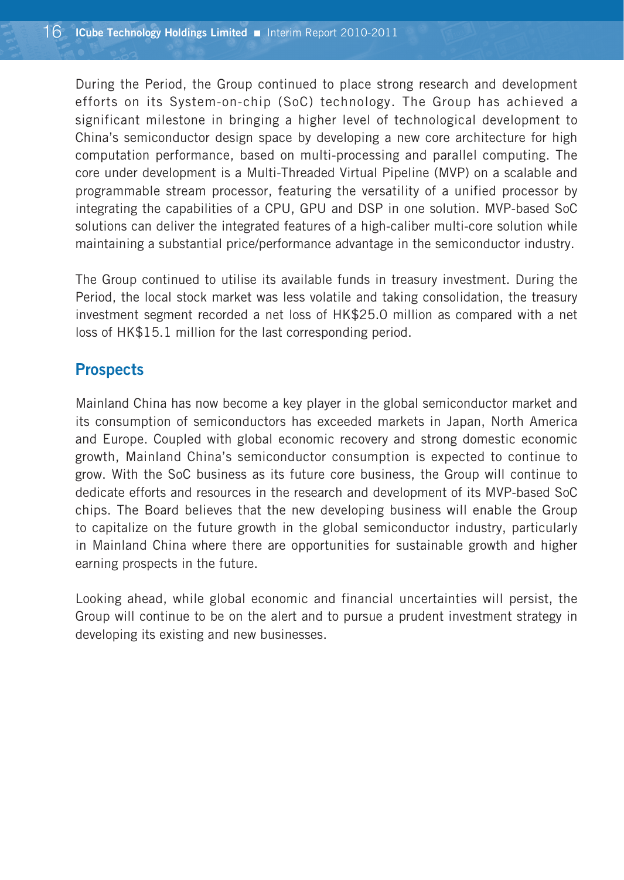During the Period, the Group continued to place strong research and development efforts on its System-on-chip (SoC) technology. The Group has achieved a significant milestone in bringing a higher level of technological development to China's semiconductor design space by developing a new core architecture for high computation performance, based on multi-processing and parallel computing. The core under development is a Multi-Threaded Virtual Pipeline (MVP) on a scalable and programmable stream processor, featuring the versatility of a unified processor by integrating the capabilities of a CPU, GPU and DSP in one solution. MVP-based SoC solutions can deliver the integrated features of a high-caliber multi-core solution while maintaining a substantial price/performance advantage in the semiconductor industry.

The Group continued to utilise its available funds in treasury investment. During the Period, the local stock market was less volatile and taking consolidation, the treasury investment segment recorded a net loss of HK$25.0 million as compared with a net loss of HK$15.1 million for the last corresponding period.

## Prospects

Mainland China has now become a key player in the global semiconductor market and its consumption of semiconductors has exceeded markets in Japan, North America and Europe. Coupled with global economic recovery and strong domestic economic growth, Mainland China's semiconductor consumption is expected to continue to grow. With the SoC business as its future core business, the Group will continue to dedicate efforts and resources in the research and development of its MVP-based SoC chips. The Board believes that the new developing business will enable the Group to capitalize on the future growth in the global semiconductor industry, particularly in Mainland China where there are opportunities for sustainable growth and higher earning prospects in the future.

Looking ahead, while global economic and financial uncertainties will persist, the Group will continue to be on the alert and to pursue a prudent investment strategy in developing its existing and new businesses.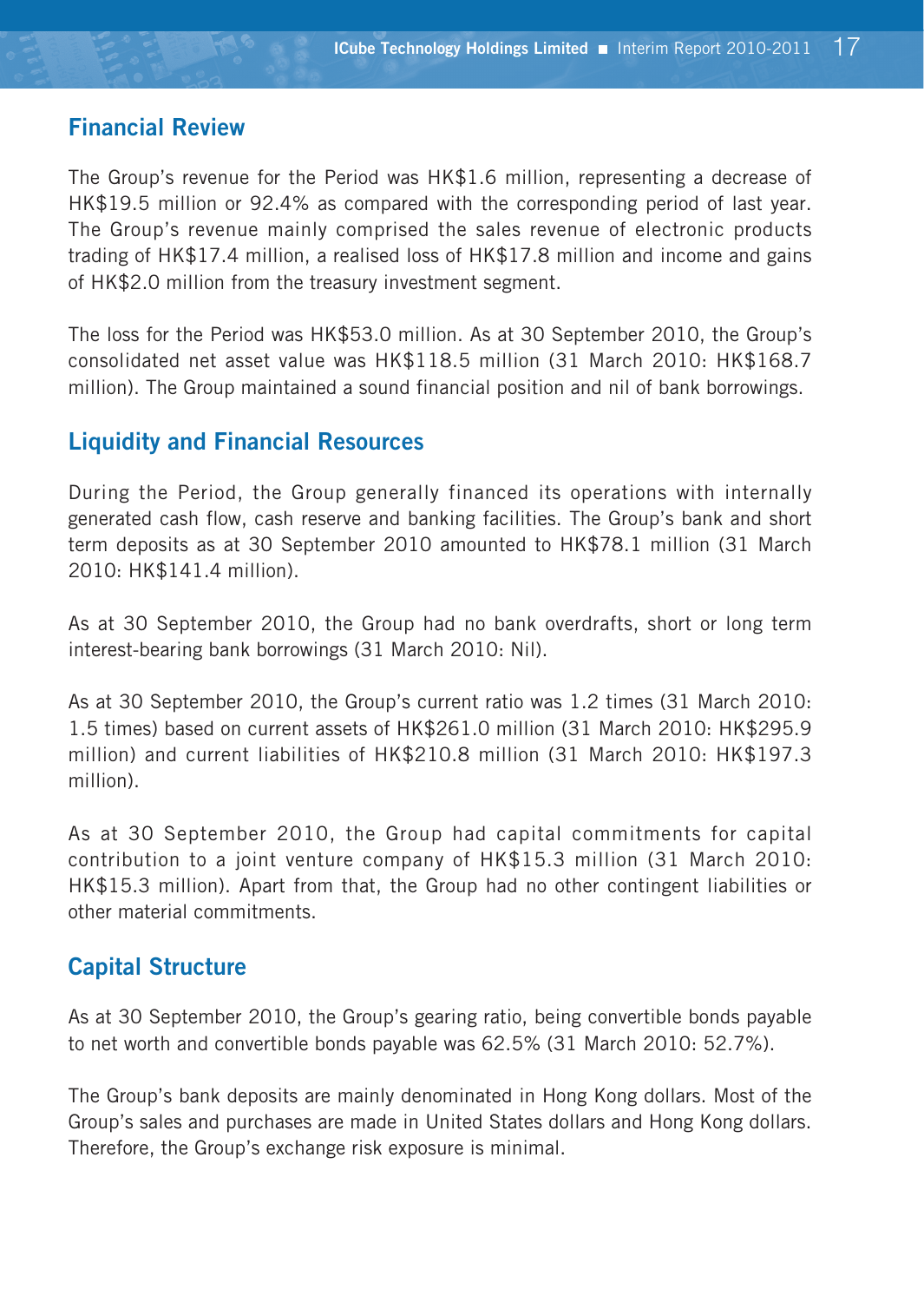## Financial Review

The Group's revenue for the Period was HK$1.6 million, representing a decrease of HK$19.5 million or 92.4% as compared with the corresponding period of last year. The Group's revenue mainly comprised the sales revenue of electronic products trading of HK$17.4 million, a realised loss of HK$17.8 million and income and gains of HK$2.0 million from the treasury investment segment.

The loss for the Period was HK$53.0 million. As at 30 September 2010, the Group's consolidated net asset value was HK$118.5 million (31 March 2010: HK$168.7 million). The Group maintained a sound financial position and nil of bank borrowings.

## Liquidity and Financial Resources

During the Period, the Group generally financed its operations with internally generated cash flow, cash reserve and banking facilities. The Group's bank and short term deposits as at 30 September 2010 amounted to HK$78.1 million (31 March 2010: HK$141.4 million).

As at 30 September 2010, the Group had no bank overdrafts, short or long term interest-bearing bank borrowings (31 March 2010: Nil).

As at 30 September 2010, the Group's current ratio was 1.2 times (31 March 2010: 1.5 times) based on current assets of HK$261.0 million (31 March 2010: HK$295.9 million) and current liabilities of HK$210.8 million (31 March 2010: HK$197.3 million).

As at 30 September 2010, the Group had capital commitments for capital contribution to a joint venture company of HK$15.3 million (31 March 2010: HK$15.3 million). Apart from that, the Group had no other contingent liabilities or other material commitments.

## Capital Structure

As at 30 September 2010, the Group's gearing ratio, being convertible bonds payable to net worth and convertible bonds payable was 62.5% (31 March 2010: 52.7%).

The Group's bank deposits are mainly denominated in Hong Kong dollars. Most of the Group's sales and purchases are made in United States dollars and Hong Kong dollars. Therefore, the Group's exchange risk exposure is minimal.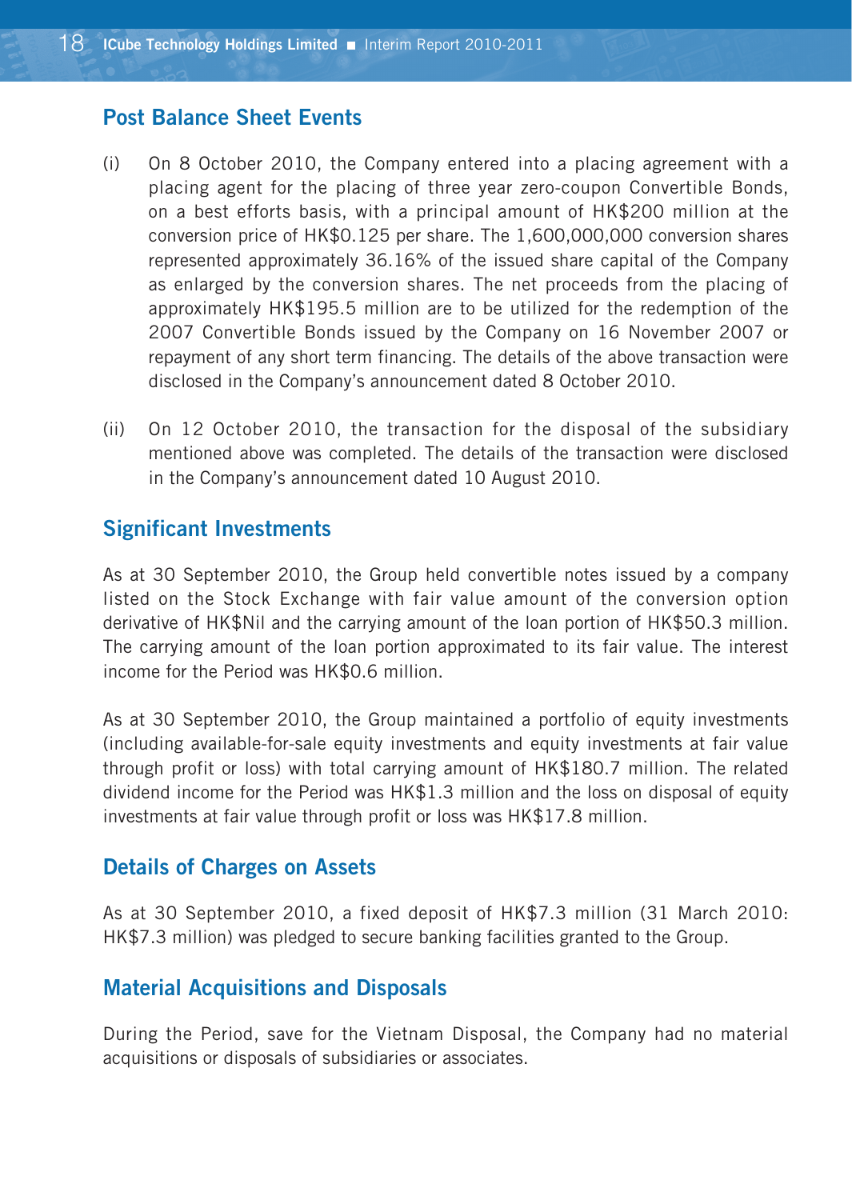## Post Balance Sheet Events

(i) On 8 October 2010, the Company entered into a placing agreement with a placing agent for the placing of three year zero-coupon Convertible Bonds, on a best efforts basis, with a principal amount of HK$200 million at the conversion price of HK$0.125 per share. The 1,600,000,000 conversion shares represented approximately 36.16% of the issued share capital of the Company as enlarged by the conversion shares. The net proceeds from the placing of approximately HK$195.5 million are to be utilized for the redemption of the 2007 Convertible Bonds issued by the Company on 16 November 2007 or repayment of any short term financing. The details of the above transaction were disclosed in the Company's announcement dated 8 October 2010.

(ii) On 12 October 2010, the transaction for the disposal of the subsidiary mentioned above was completed. The details of the transaction were disclosed in the Company's announcement dated 10 August 2010.

## Significant Investments

As at 30 September 2010, the Group held convertible notes issued by a company listed on the Stock Exchange with fair value amount of the conversion option derivative of HK$Nil and the carrying amount of the loan portion of HK$50.3 million. The carrying amount of the loan portion approximated to its fair value. The interest income for the Period was HK$0.6 million.

As at 30 September 2010, the Group maintained a portfolio of equity investments (including available-for-sale equity investments and equity investments at fair value through profit or loss) with total carrying amount of HK$180.7 million. The related dividend income for the Period was HK$1.3 million and the loss on disposal of equity investments at fair value through profit or loss was HK$17.8 million.

## Details of Charges on Assets

As at 30 September 2010, a fixed deposit of HK$7.3 million (31 March 2010: HK$7.3 million) was pledged to secure banking facilities granted to the Group.

## Material Acquisitions and Disposals

During the Period, save for the Vietnam Disposal, the Company had no material acquisitions or disposals of subsidiaries or associates.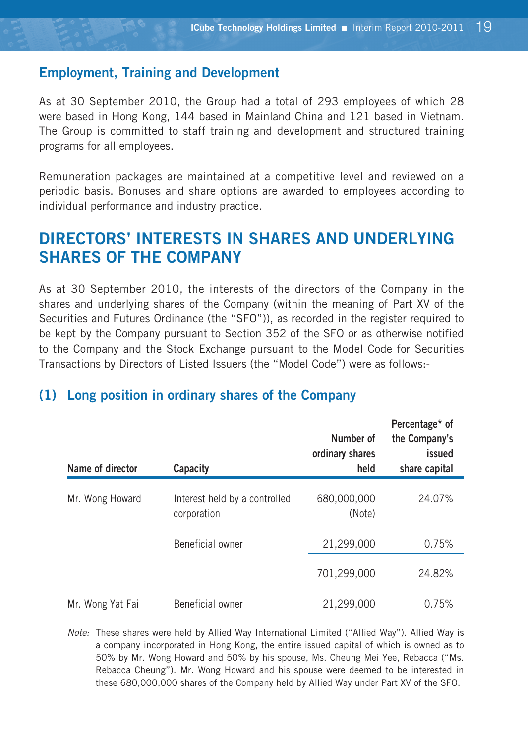## Employment, Training and Development

As at 30 September 2010, the Group had a total of 293 employees of which 28 were based in Hong Kong, 144 based in Mainland China and 121 based in Vietnam. The Group is committed to staff training and development and structured training programs for all employees.

Remuneration packages are maintained at a competitive level and reviewed on a periodic basis. Bonuses and share options are awarded to employees according to individual performance and industry practice.

# DIRECTORS' INTERESTS IN SHARES AND UNDERLYING SHARES OF THE COMPANY

As at 30 September 2010, the interests of the directors of the Company in the shares and underlying shares of the Company (within the meaning of Part XV of the Securities and Futures Ordinance (the "SFO")), as recorded in the register required to be kept by the Company pursuant to Section 352 of the SFO or as otherwise notified to the Company and the Stock Exchange pursuant to the Model Code for Securities Transactions by Directors of Listed Issuers (the "Model Code") were as follows:-

## (1) Long position in ordinary shares of the Company

| Name of director | Capacity | Number of ordinary shares held | Percentage* of the Company's issued share capital |
|---|---|---|---|
| Mr. Wong Howard | Interest held by a controlled corporation | 680,000,000 (Note) | 24.07% |
| | Beneficial owner | 21,299,000 | 0.75% |
| | | 701,299,000 | 24.82% |
| Mr. Wong Yat Fai | Beneficial owner | 21,299,000 | 0.75% |

*Note:* These shares were held by Allied Way International Limited ("Allied Way"). Allied Way is a company incorporated in Hong Kong, the entire issued capital of which is owned as to 50% by Mr. Wong Howard and 50% by his spouse, Ms. Cheung Mei Yee, Rebacca ("Ms. Rebacca Cheung"). Mr. Wong Howard and his spouse were deemed to be interested in these 680,000,000 shares of the Company held by Allied Way under Part XV of the SFO.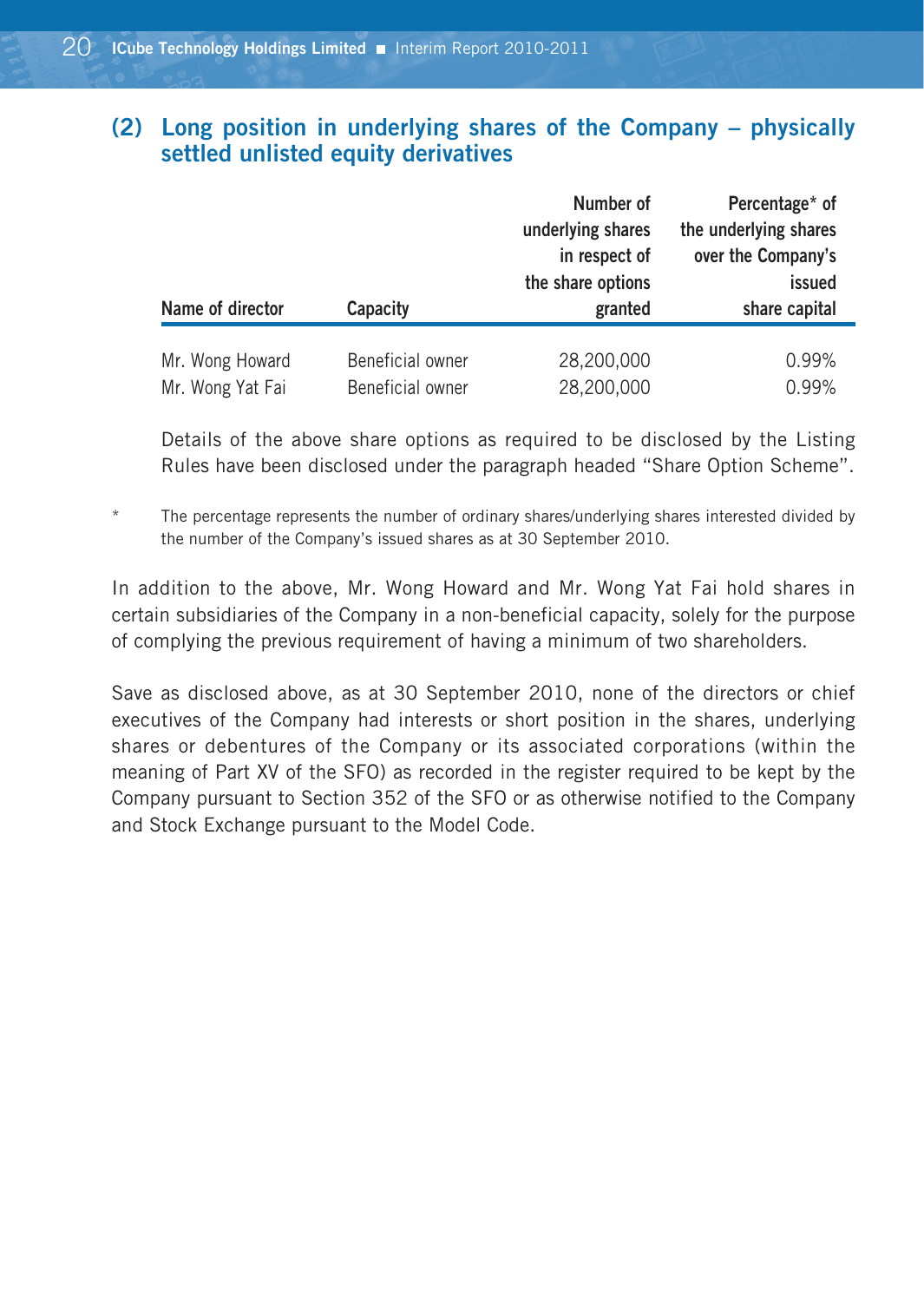## (2) Long position in underlying shares of the Company – physically settled unlisted equity derivatives

| Name of director | Capacity | Number of underlying shares in respect of the share options granted | Percentage* of the underlying shares over the Company's issued share capital |
|---|---|---|---|
| Mr. Wong Howard | Beneficial owner | 28,200,000 | 0.99% |
| Mr. Wong Yat Fai | Beneficial owner | 28,200,000 | 0.99% |

Details of the above share options as required to be disclosed by the Listing Rules have been disclosed under the paragraph headed "Share Option Scheme".

\* The percentage represents the number of ordinary shares/underlying shares interested divided by the number of the Company's issued shares as at 30 September 2010.

In addition to the above, Mr. Wong Howard and Mr. Wong Yat Fai hold shares in certain subsidiaries of the Company in a non-beneficial capacity, solely for the purpose of complying the previous requirement of having a minimum of two shareholders.

Save as disclosed above, as at 30 September 2010, none of the directors or chief executives of the Company had interests or short position in the shares, underlying shares or debentures of the Company or its associated corporations (within the meaning of Part XV of the SFO) as recorded in the register required to be kept by the Company pursuant to Section 352 of the SFO or as otherwise notified to the Company and Stock Exchange pursuant to the Model Code.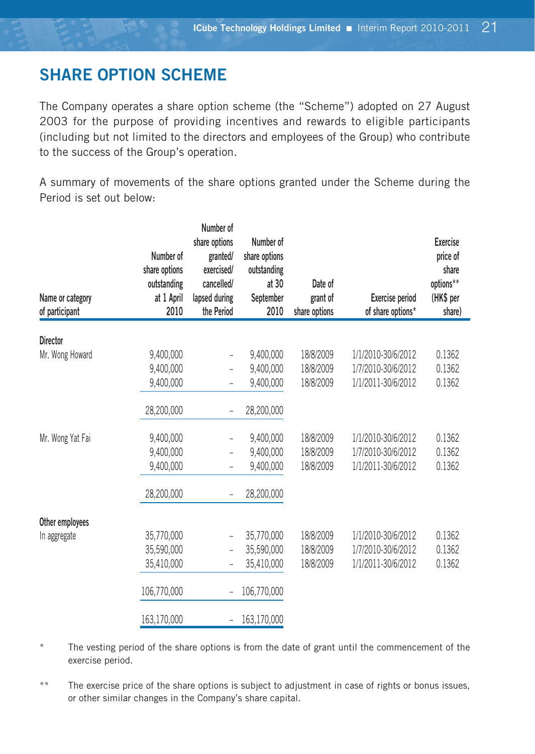## SHARE OPTION SCHEME

The Company operates a share option scheme (the "Scheme") adopted on 27 August 2003 for the purpose of providing incentives and rewards to eligible participants (including but not limited to the directors and employees of the Group) who contribute to the success of the Group's operation.

A summary of movements of the share options granted under the Scheme during the Period is set out below:

| Name or category of participant | Number of share options outstanding at 1 April 2010 | Number of share options granted/ exercised/ cancelled/ lapsed during the Period | Number of share options outstanding at 30 September 2010 | Date of grant of share options | Exercise period of share options* | Exercise price of share options** (HK$ per share) |
|---|---|---|---|---|---|---|
| **Director** | | | | | | |
| Mr. Wong Howard | 9,400,000 | – | 9,400,000 | 18/8/2009 | 1/1/2010-30/6/2012 | 0.1362 |
| | 9,400,000 | – | 9,400,000 | 18/8/2009 | 1/7/2010-30/6/2012 | 0.1362 |
| | 9,400,000 | – | 9,400,000 | 18/8/2009 | 1/1/2011-30/6/2012 | 0.1362 |
| | 28,200,000 | – | 28,200,000 | | | |
| Mr. Wong Yat Fai | 9,400,000 | – | 9,400,000 | 18/8/2009 | 1/1/2010-30/6/2012 | 0.1362 |
| | 9,400,000 | – | 9,400,000 | 18/8/2009 | 1/7/2010-30/6/2012 | 0.1362 |
| | 9,400,000 | – | 9,400,000 | 18/8/2009 | 1/1/2011-30/6/2012 | 0.1362 |
| | 28,200,000 | – | 28,200,000 | | | |
| **Other employees** | | | | | | |
| In aggregate | 35,770,000 | – | 35,770,000 | 18/8/2009 | 1/1/2010-30/6/2012 | 0.1362 |
| | 35,590,000 | – | 35,590,000 | 18/8/2009 | 1/7/2010-30/6/2012 | 0.1362 |
| | 35,410,000 | – | 35,410,000 | 18/8/2009 | 1/1/2011-30/6/2012 | 0.1362 |
| | 106,770,000 | – | 106,770,000 | | | |
| | 163,170,000 | – | 163,170,000 | | | |

\* The vesting period of the share options is from the date of grant until the commencement of the exercise period.

\*\* The exercise price of the share options is subject to adjustment in case of rights or bonus issues, or other similar changes in the Company's share capital.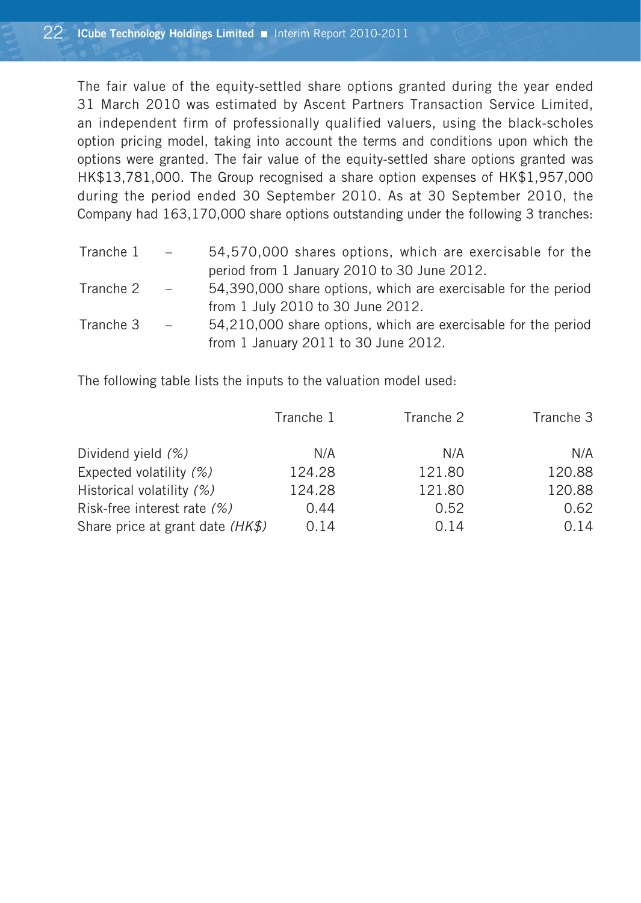The fair value of the equity-settled share options granted during the year ended 31 March 2010 was estimated by Ascent Partners Transaction Service Limited, an independent firm of professionally qualified valuers, using the black-scholes option pricing model, taking into account the terms and conditions upon which the options were granted. The fair value of the equity-settled share options granted was HK$13,781,000. The Group recognised a share option expenses of HK$1,957,000 during the period ended 30 September 2010. As at 30 September 2010, the Company had 163,170,000 share options outstanding under the following 3 tranches:

| | | |
|---|---|---|
| Tranche 1 | – | 54,570,000 shares options, which are exercisable for the period from 1 January 2010 to 30 June 2012. |
| Tranche 2 | – | 54,390,000 share options, which are exercisable for the period from 1 July 2010 to 30 June 2012. |
| Tranche 3 | – | 54,210,000 share options, which are exercisable for the period from 1 January 2011 to 30 June 2012. |

The following table lists the inputs to the valuation model used:

| | Tranche 1 | Tranche 2 | Tranche 3 |
|---|---|---|---|
| Dividend yield *(%)* | N/A | N/A | N/A |
| Expected volatility *(%)* | 124.28 | 121.80 | 120.88 |
| Historical volatility *(%)* | 124.28 | 121.80 | 120.88 |
| Risk-free interest rate *(%)* | 0.44 | 0.52 | 0.62 |
| Share price at grant date *(HK$)* | 0.14 | 0.14 | 0.14 |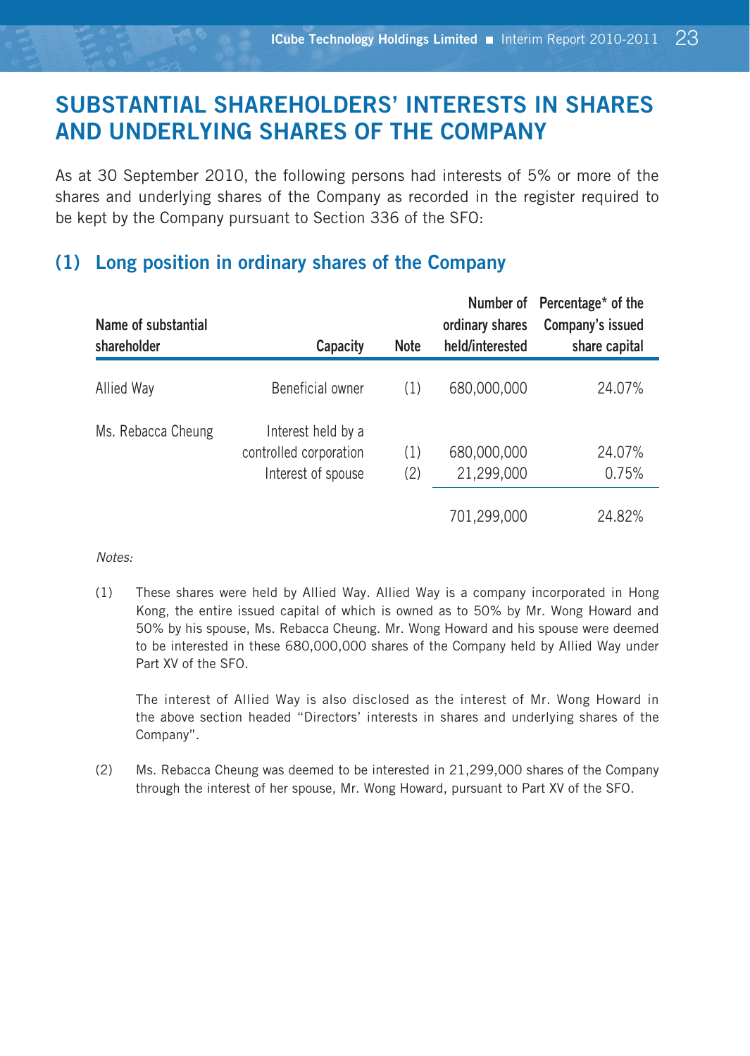# SUBSTANTIAL SHAREHOLDERS' INTERESTS IN SHARES AND UNDERLYING SHARES OF THE COMPANY

As at 30 September 2010, the following persons had interests of 5% or more of the shares and underlying shares of the Company as recorded in the register required to be kept by the Company pursuant to Section 336 of the SFO:

## (1) Long position in ordinary shares of the Company

| Name of substantial shareholder | Capacity | Note | Number of ordinary shares held/interested | Percentage* of the Company's issued share capital |
|---|---|---|---|---|
| Allied Way | Beneficial owner | (1) | 680,000,000 | 24.07% |
| Ms. Rebacca Cheung | Interest held by a controlled corporation | (1) | 680,000,000 | 24.07% |
| | Interest of spouse | (2) | 21,299,000 | 0.75% |
| | | | 701,299,000 | 24.82% |

*Notes:*

(1) These shares were held by Allied Way. Allied Way is a company incorporated in Hong Kong, the entire issued capital of which is owned as to 50% by Mr. Wong Howard and 50% by his spouse, Ms. Rebacca Cheung. Mr. Wong Howard and his spouse were deemed to be interested in these 680,000,000 shares of the Company held by Allied Way under Part XV of the SFO.

The interest of Allied Way is also disclosed as the interest of Mr. Wong Howard in the above section headed "Directors' interests in shares and underlying shares of the Company".

(2) Ms. Rebacca Cheung was deemed to be interested in 21,299,000 shares of the Company through the interest of her spouse, Mr. Wong Howard, pursuant to Part XV of the SFO.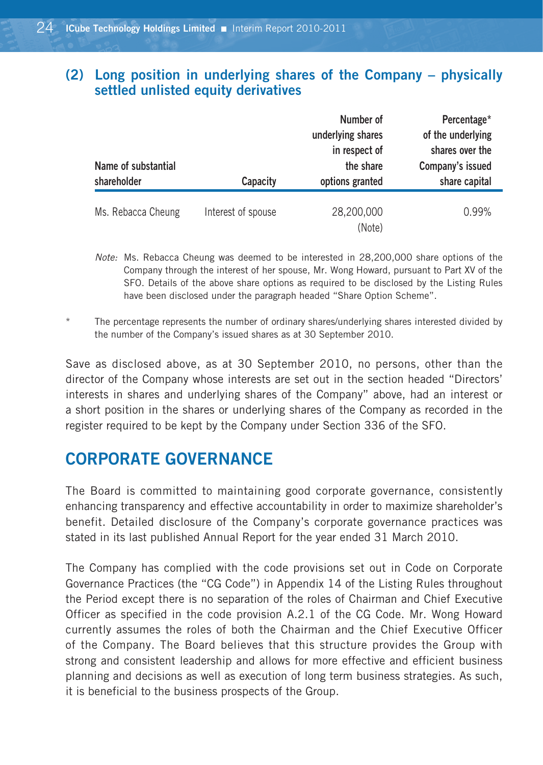### (2) Long position in underlying shares of the Company – physically settled unlisted equity derivatives

| Name of substantial shareholder | Capacity | Number of underlying shares in respect of the share options granted | Percentage* of the underlying shares over the Company's issued share capital |
|---|---|---|---|
| Ms. Rebecca Cheung | Interest of spouse | 28,200,000 (Note) | 0.99% |

*Note:* Ms. Rebecca Cheung was deemed to be interested in 28,200,000 share options of the Company through the interest of her spouse, Mr. Wong Howard, pursuant to Part XV of the SFO. Details of the above share options as required to be disclosed by the Listing Rules have been disclosed under the paragraph headed "Share Option Scheme".

\* The percentage represents the number of ordinary shares/underlying shares interested divided by the number of the Company's issued shares as at 30 September 2010.

Save as disclosed above, as at 30 September 2010, no persons, other than the director of the Company whose interests are set out in the section headed "Directors' interests in shares and underlying shares of the Company" above, had an interest or a short position in the shares or underlying shares of the Company as recorded in the register required to be kept by the Company under Section 336 of the SFO.

## CORPORATE GOVERNANCE

The Board is committed to maintaining good corporate governance, consistently enhancing transparency and effective accountability in order to maximize shareholder's benefit. Detailed disclosure of the Company's corporate governance practices was stated in its last published Annual Report for the year ended 31 March 2010.

The Company has complied with the code provisions set out in Code on Corporate Governance Practices (the "CG Code") in Appendix 14 of the Listing Rules throughout the Period except there is no separation of the roles of Chairman and Chief Executive Officer as specified in the code provision A.2.1 of the CG Code. Mr. Wong Howard currently assumes the roles of both the Chairman and the Chief Executive Officer of the Company. The Board believes that this structure provides the Group with strong and consistent leadership and allows for more effective and efficient business planning and decisions as well as execution of long term business strategies. As such, it is beneficial to the business prospects of the Group.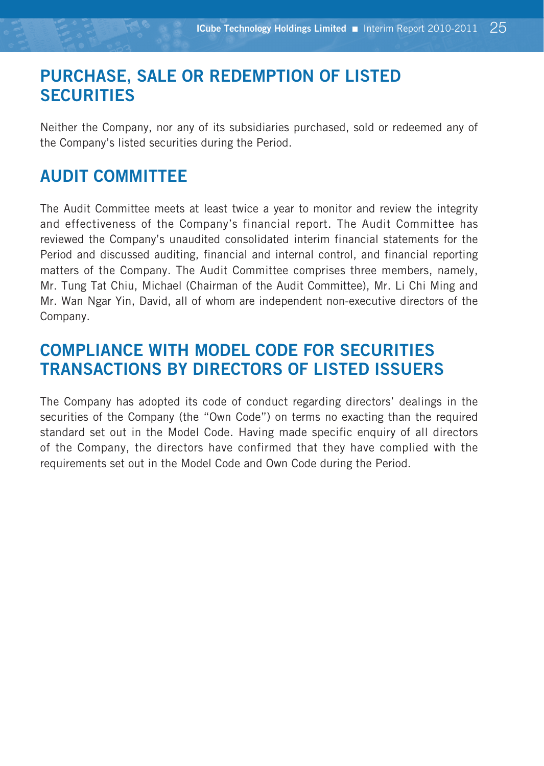## PURCHASE, SALE OR REDEMPTION OF LISTED SECURITIES

Neither the Company, nor any of its subsidiaries purchased, sold or redeemed any of the Company's listed securities during the Period.

## AUDIT COMMITTEE

The Audit Committee meets at least twice a year to monitor and review the integrity and effectiveness of the Company's financial report. The Audit Committee has reviewed the Company's unaudited consolidated interim financial statements for the Period and discussed auditing, financial and internal control, and financial reporting matters of the Company. The Audit Committee comprises three members, namely, Mr. Tung Tat Chiu, Michael (Chairman of the Audit Committee), Mr. Li Chi Ming and Mr. Wan Ngar Yin, David, all of whom are independent non-executive directors of the Company.

## COMPLIANCE WITH MODEL CODE FOR SECURITIES TRANSACTIONS BY DIRECTORS OF LISTED ISSUERS

The Company has adopted its code of conduct regarding directors' dealings in the securities of the Company (the "Own Code") on terms no exacting than the required standard set out in the Model Code. Having made specific enquiry of all directors of the Company, the directors have confirmed that they have complied with the requirements set out in the Model Code and Own Code during the Period.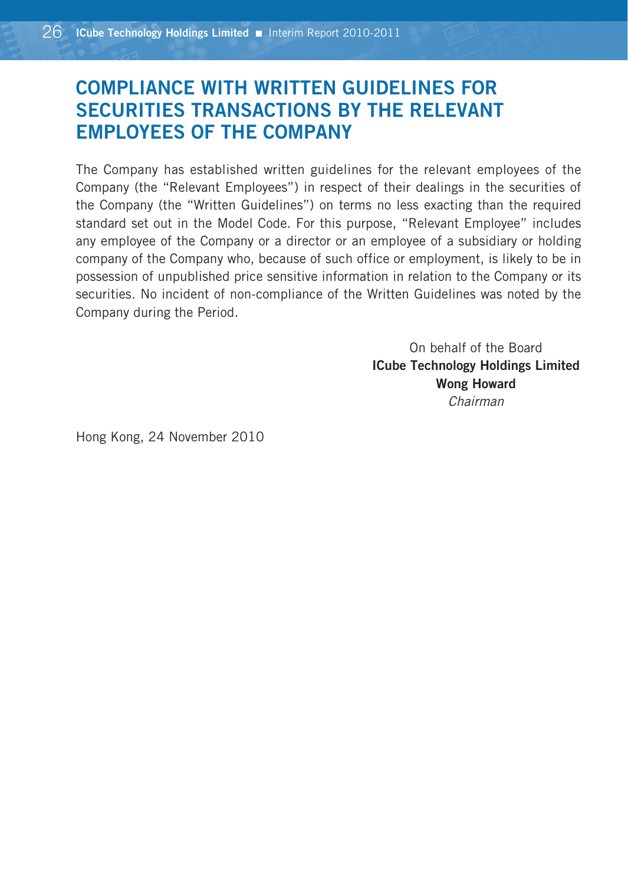## COMPLIANCE WITH WRITTEN GUIDELINES FOR SECURITIES TRANSACTIONS BY THE RELEVANT EMPLOYEES OF THE COMPANY

The Company has established written guidelines for the relevant employees of the Company (the "Relevant Employees") in respect of their dealings in the securities of the Company (the "Written Guidelines") on terms no less exacting than the required standard set out in the Model Code. For this purpose, "Relevant Employee" includes any employee of the Company or a director or an employee of a subsidiary or holding company of the Company who, because of such office or employment, is likely to be in possession of unpublished price sensitive information in relation to the Company or its securities. No incident of non-compliance of the Written Guidelines was noted by the Company during the Period.

On behalf of the Board
**ICube Technology Holdings Limited**
**Wong Howard**
*Chairman*

Hong Kong, 24 November 2010